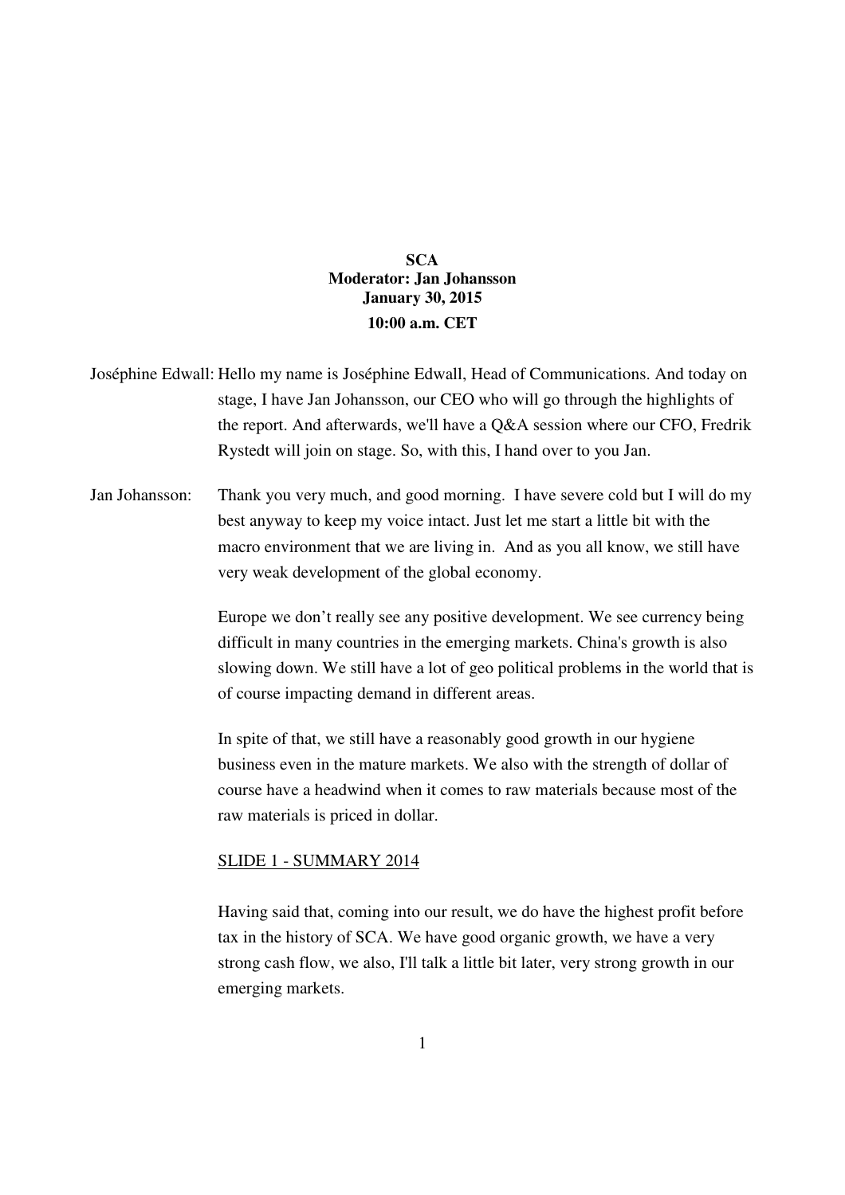**SCA**
**Moderator: Jan Johansson**
**January 30, 2015**
**10:00 a.m. CET**

Joséphine Edwall: Hello my name is Joséphine Edwall, Head of Communications. And today on stage, I have Jan Johansson, our CEO who will go through the highlights of the report. And afterwards, we'll have a Q&A session where our CFO, Fredrik Rystedt will join on stage. So, with this, I hand over to you Jan.

Jan Johansson: Thank you very much, and good morning. I have severe cold but I will do my best anyway to keep my voice intact. Just let me start a little bit with the macro environment that we are living in. And as you all know, we still have very weak development of the global economy.

Europe we don't really see any positive development. We see currency being difficult in many countries in the emerging markets. China's growth is also slowing down. We still have a lot of geo political problems in the world that is of course impacting demand in different areas.

In spite of that, we still have a reasonably good growth in our hygiene business even in the mature markets. We also with the strength of dollar of course have a headwind when it comes to raw materials because most of the raw materials is priced in dollar.

<u>SLIDE 1 - SUMMARY 2014</u>

Having said that, coming into our result, we do have the highest profit before tax in the history of SCA. We have good organic growth, we have a very strong cash flow, we also, I'll talk a little bit later, very strong growth in our emerging markets.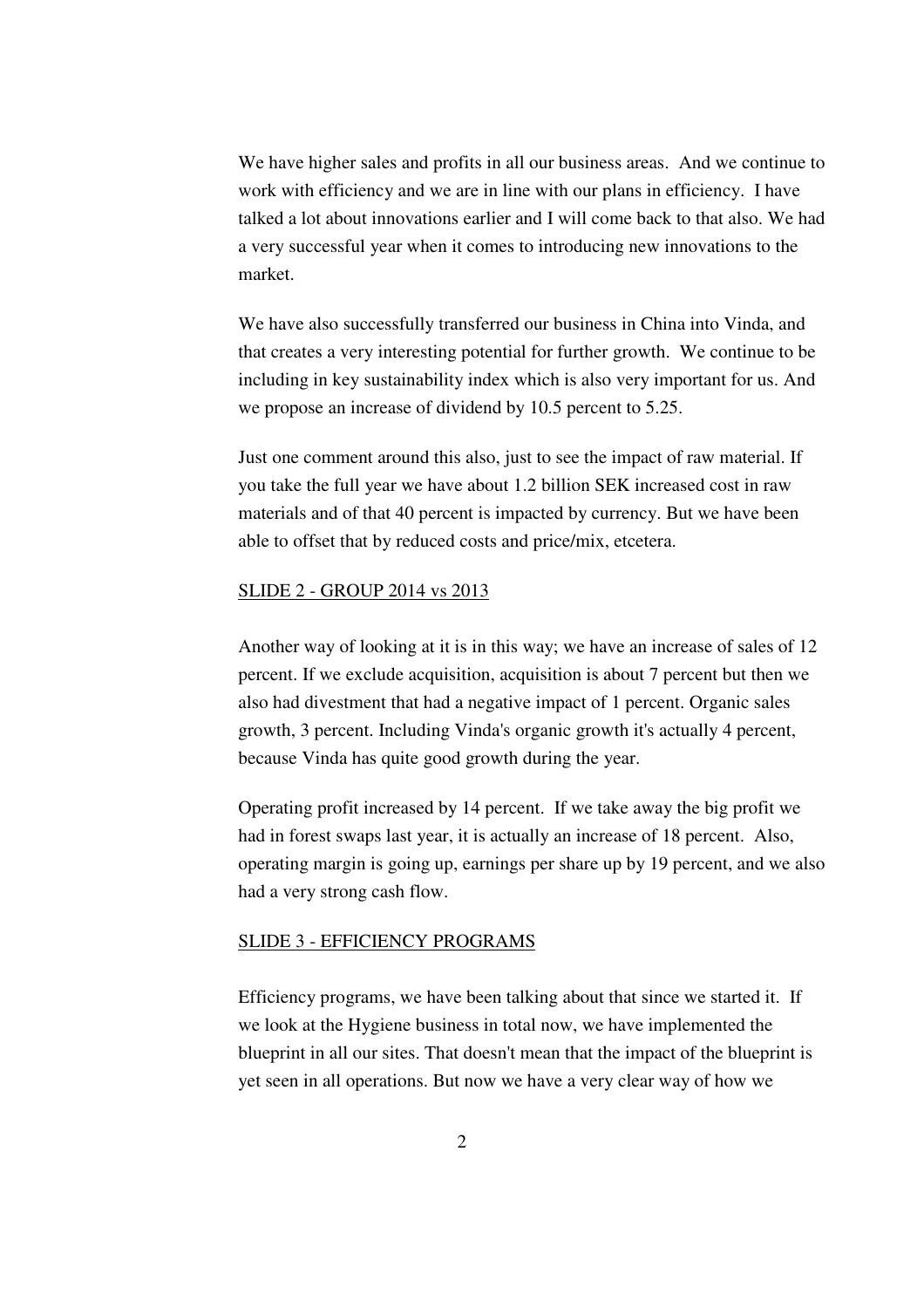We have higher sales and profits in all our business areas. And we continue to work with efficiency and we are in line with our plans in efficiency. I have talked a lot about innovations earlier and I will come back to that also. We had a very successful year when it comes to introducing new innovations to the market.

We have also successfully transferred our business in China into Vinda, and that creates a very interesting potential for further growth. We continue to be including in key sustainability index which is also very important for us. And we propose an increase of dividend by 10.5 percent to 5.25.

Just one comment around this also, just to see the impact of raw material. If you take the full year we have about 1.2 billion SEK increased cost in raw materials and of that 40 percent is impacted by currency. But we have been able to offset that by reduced costs and price/mix, etcetera.

<u>SLIDE 2 - GROUP 2014 vs 2013</u>

Another way of looking at it is in this way; we have an increase of sales of 12 percent. If we exclude acquisition, acquisition is about 7 percent but then we also had divestment that had a negative impact of 1 percent. Organic sales growth, 3 percent. Including Vinda's organic growth it's actually 4 percent, because Vinda has quite good growth during the year.

Operating profit increased by 14 percent. If we take away the big profit we had in forest swaps last year, it is actually an increase of 18 percent. Also, operating margin is going up, earnings per share up by 19 percent, and we also had a very strong cash flow.

<u>SLIDE 3 - EFFICIENCY PROGRAMS</u>

Efficiency programs, we have been talking about that since we started it. If we look at the Hygiene business in total now, we have implemented the blueprint in all our sites. That doesn't mean that the impact of the blueprint is yet seen in all operations. But now we have a very clear way of how we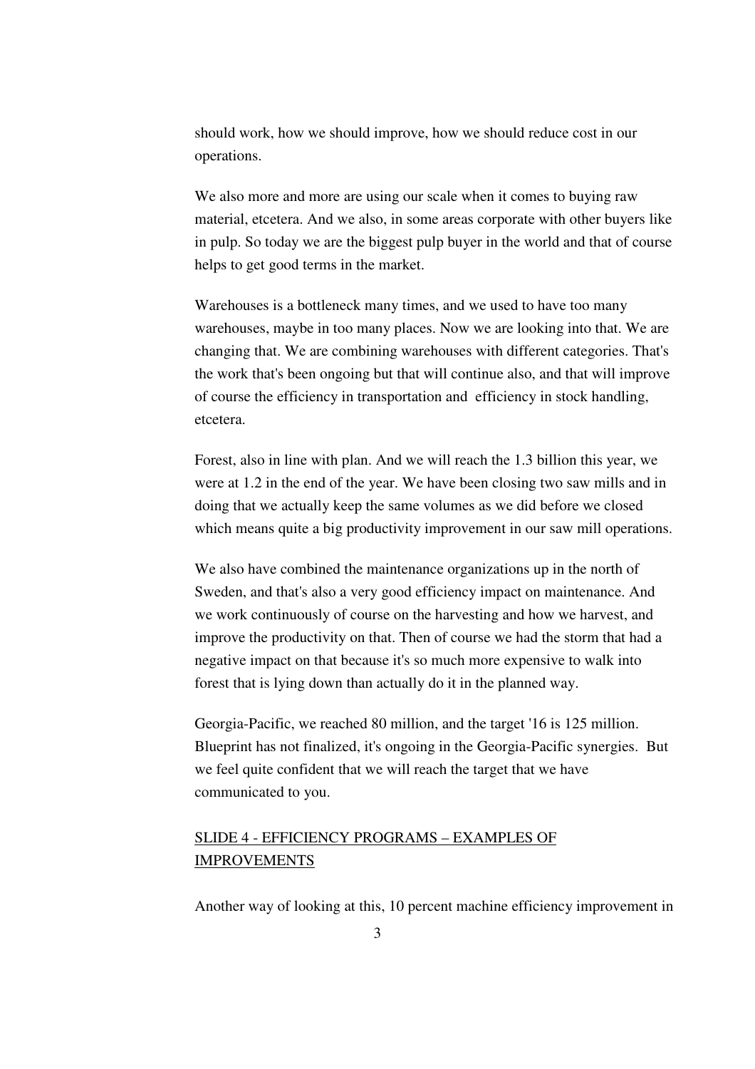should work, how we should improve, how we should reduce cost in our operations.

We also more and more are using our scale when it comes to buying raw material, etcetera. And we also, in some areas corporate with other buyers like in pulp. So today we are the biggest pulp buyer in the world and that of course helps to get good terms in the market.

Warehouses is a bottleneck many times, and we used to have too many warehouses, maybe in too many places. Now we are looking into that. We are changing that. We are combining warehouses with different categories. That's the work that's been ongoing but that will continue also, and that will improve of course the efficiency in transportation and efficiency in stock handling, etcetera.

Forest, also in line with plan. And we will reach the 1.3 billion this year, we were at 1.2 in the end of the year. We have been closing two saw mills and in doing that we actually keep the same volumes as we did before we closed which means quite a big productivity improvement in our saw mill operations.

We also have combined the maintenance organizations up in the north of Sweden, and that's also a very good efficiency impact on maintenance. And we work continuously of course on the harvesting and how we harvest, and improve the productivity on that. Then of course we had the storm that had a negative impact on that because it's so much more expensive to walk into forest that is lying down than actually do it in the planned way.

Georgia-Pacific, we reached 80 million, and the target '16 is 125 million. Blueprint has not finalized, it's ongoing in the Georgia-Pacific synergies. But we feel quite confident that we will reach the target that we have communicated to you.

<u>SLIDE 4 - EFFICIENCY PROGRAMS – EXAMPLES OF IMPROVEMENTS</u>

Another way of looking at this, 10 percent machine efficiency improvement in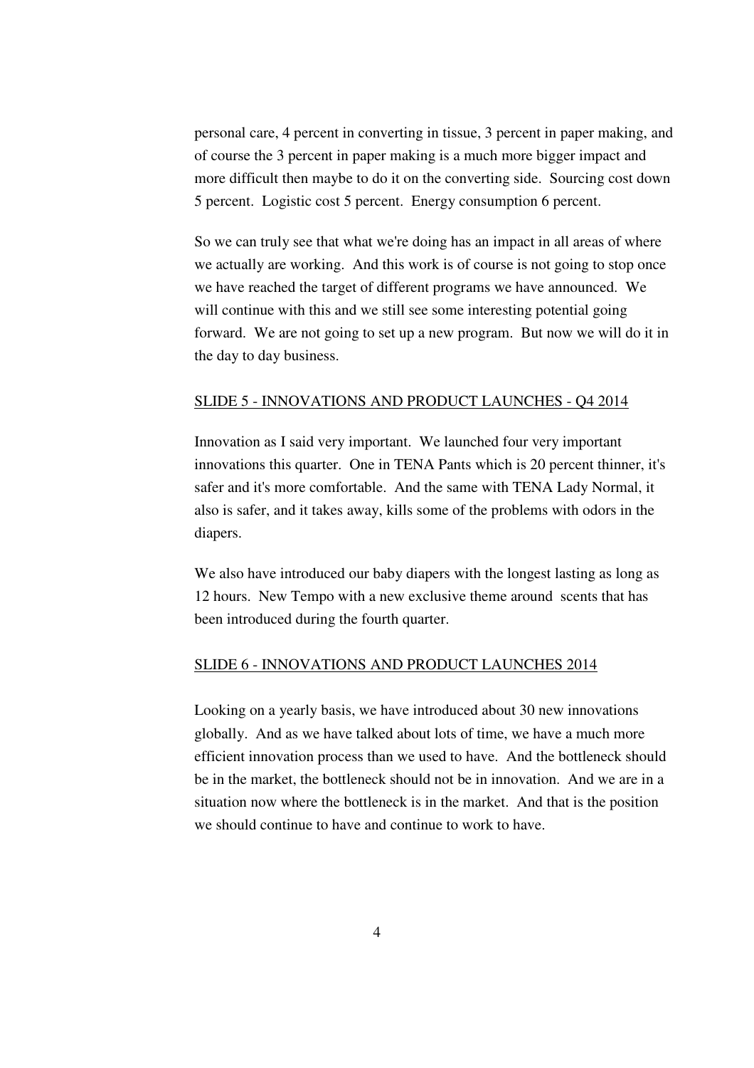personal care, 4 percent in converting in tissue, 3 percent in paper making, and of course the 3 percent in paper making is a much more bigger impact and more difficult then maybe to do it on the converting side. Sourcing cost down 5 percent. Logistic cost 5 percent. Energy consumption 6 percent.

So we can truly see that what we're doing has an impact in all areas of where we actually are working. And this work is of course is not going to stop once we have reached the target of different programs we have announced. We will continue with this and we still see some interesting potential going forward. We are not going to set up a new program. But now we will do it in the day to day business.

## SLIDE 5 - INNOVATIONS AND PRODUCT LAUNCHES - Q4 2014

Innovation as I said very important. We launched four very important innovations this quarter. One in TENA Pants which is 20 percent thinner, it's safer and it's more comfortable. And the same with TENA Lady Normal, it also is safer, and it takes away, kills some of the problems with odors in the diapers.

We also have introduced our baby diapers with the longest lasting as long as 12 hours. New Tempo with a new exclusive theme around scents that has been introduced during the fourth quarter.

## SLIDE 6 - INNOVATIONS AND PRODUCT LAUNCHES 2014

Looking on a yearly basis, we have introduced about 30 new innovations globally. And as we have talked about lots of time, we have a much more efficient innovation process than we used to have. And the bottleneck should be in the market, the bottleneck should not be in innovation. And we are in a situation now where the bottleneck is in the market. And that is the position we should continue to have and continue to work to have.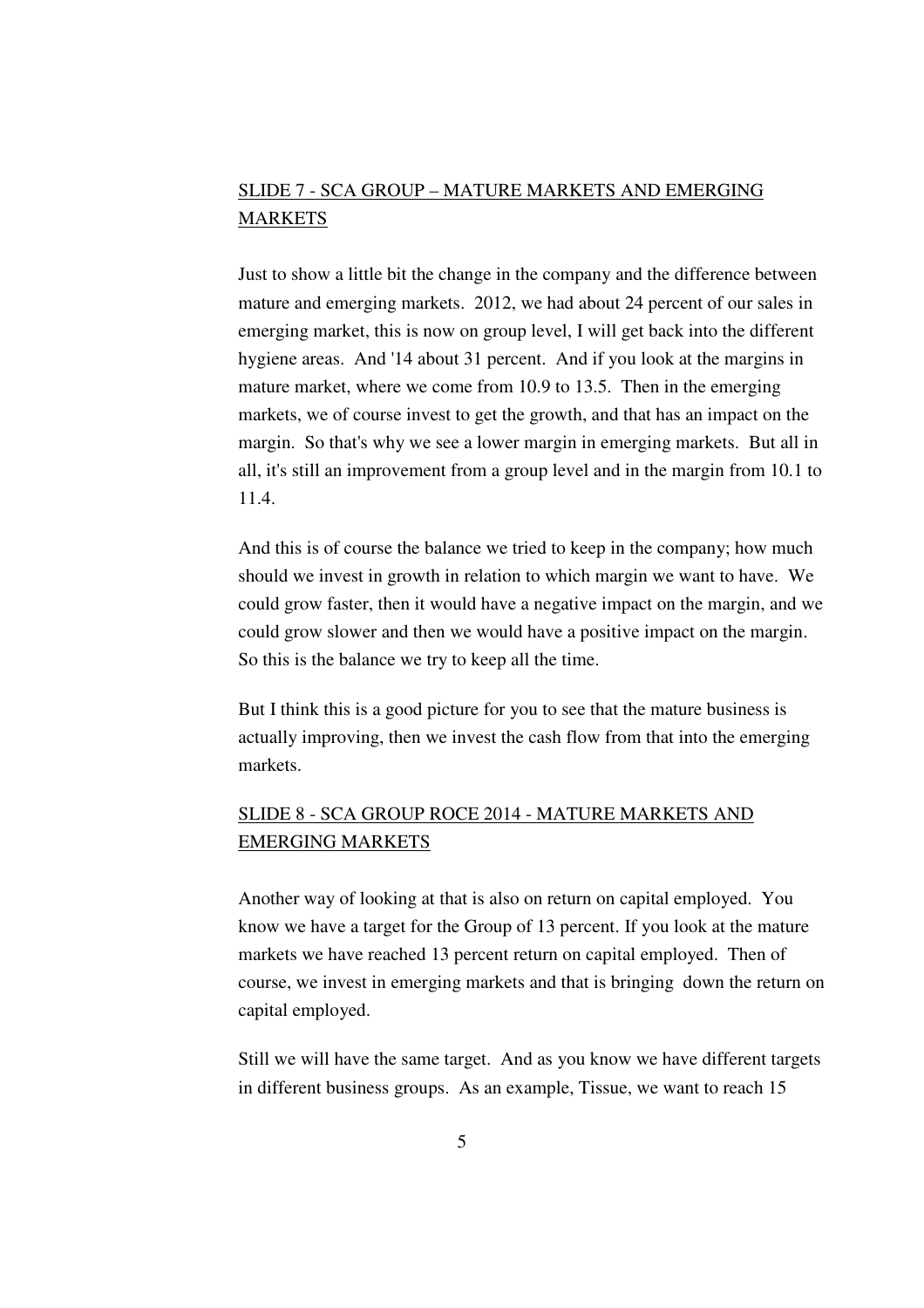## SLIDE 7 - SCA GROUP – MATURE MARKETS AND EMERGING MARKETS

Just to show a little bit the change in the company and the difference between mature and emerging markets. 2012, we had about 24 percent of our sales in emerging market, this is now on group level, I will get back into the different hygiene areas. And '14 about 31 percent. And if you look at the margins in mature market, where we come from 10.9 to 13.5. Then in the emerging markets, we of course invest to get the growth, and that has an impact on the margin. So that's why we see a lower margin in emerging markets. But all in all, it's still an improvement from a group level and in the margin from 10.1 to 11.4.

And this is of course the balance we tried to keep in the company; how much should we invest in growth in relation to which margin we want to have. We could grow faster, then it would have a negative impact on the margin, and we could grow slower and then we would have a positive impact on the margin. So this is the balance we try to keep all the time.

But I think this is a good picture for you to see that the mature business is actually improving, then we invest the cash flow from that into the emerging markets.

## SLIDE 8 - SCA GROUP ROCE 2014 - MATURE MARKETS AND EMERGING MARKETS

Another way of looking at that is also on return on capital employed. You know we have a target for the Group of 13 percent. If you look at the mature markets we have reached 13 percent return on capital employed. Then of course, we invest in emerging markets and that is bringing down the return on capital employed.

Still we will have the same target. And as you know we have different targets in different business groups. As an example, Tissue, we want to reach 15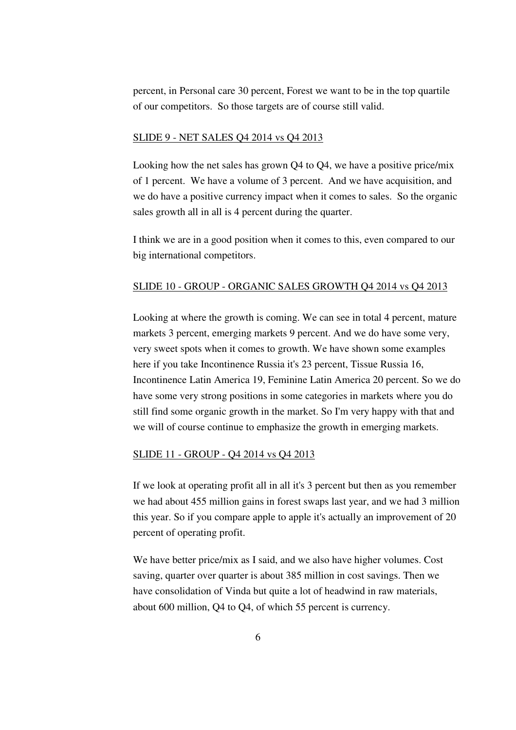percent, in Personal care 30 percent, Forest we want to be in the top quartile of our competitors. So those targets are of course still valid.

SLIDE 9 - NET SALES Q4 2014 vs Q4 2013

Looking how the net sales has grown Q4 to Q4, we have a positive price/mix of 1 percent. We have a volume of 3 percent. And we have acquisition, and we do have a positive currency impact when it comes to sales. So the organic sales growth all in all is 4 percent during the quarter.

I think we are in a good position when it comes to this, even compared to our big international competitors.

SLIDE 10 - GROUP - ORGANIC SALES GROWTH Q4 2014 vs Q4 2013

Looking at where the growth is coming. We can see in total 4 percent, mature markets 3 percent, emerging markets 9 percent. And we do have some very, very sweet spots when it comes to growth. We have shown some examples here if you take Incontinence Russia it's 23 percent, Tissue Russia 16, Incontinence Latin America 19, Feminine Latin America 20 percent. So we do have some very strong positions in some categories in markets where you do still find some organic growth in the market. So I'm very happy with that and we will of course continue to emphasize the growth in emerging markets.

SLIDE 11 - GROUP - Q4 2014 vs Q4 2013

If we look at operating profit all in all it's 3 percent but then as you remember we had about 455 million gains in forest swaps last year, and we had 3 million this year. So if you compare apple to apple it's actually an improvement of 20 percent of operating profit.

We have better price/mix as I said, and we also have higher volumes. Cost saving, quarter over quarter is about 385 million in cost savings. Then we have consolidation of Vinda but quite a lot of headwind in raw materials, about 600 million, Q4 to Q4, of which 55 percent is currency.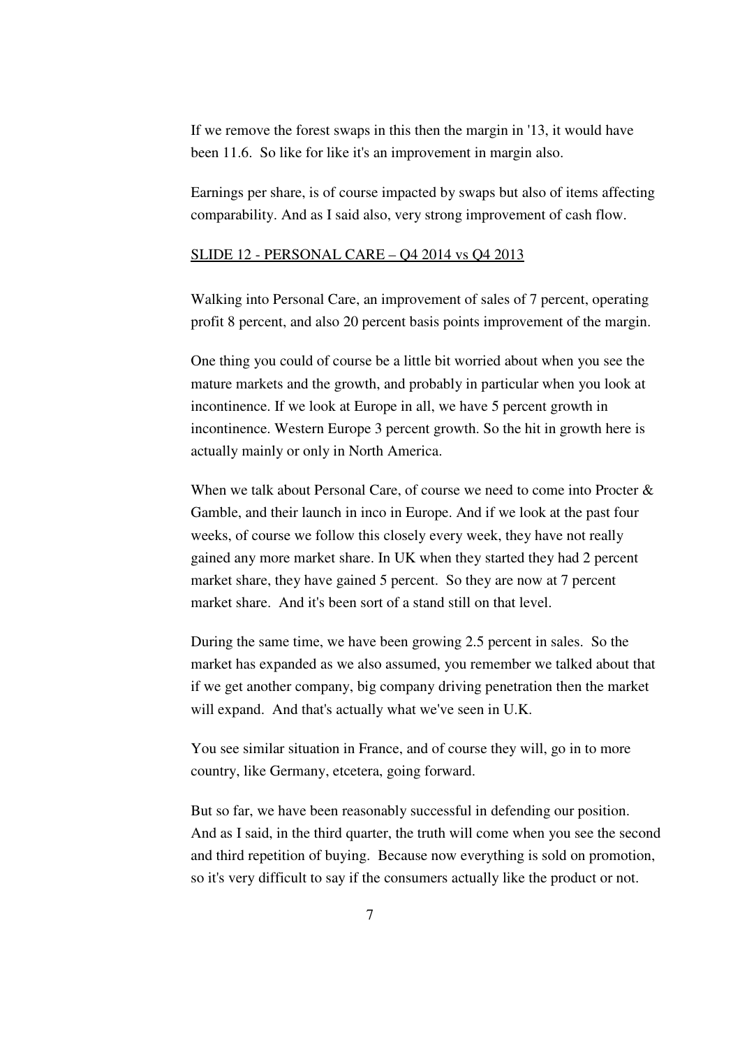If we remove the forest swaps in this then the margin in '13, it would have been 11.6. So like for like it's an improvement in margin also.

Earnings per share, is of course impacted by swaps but also of items affecting comparability. And as I said also, very strong improvement of cash flow.

SLIDE 12 - PERSONAL CARE – Q4 2014 vs Q4 2013

Walking into Personal Care, an improvement of sales of 7 percent, operating profit 8 percent, and also 20 percent basis points improvement of the margin.

One thing you could of course be a little bit worried about when you see the mature markets and the growth, and probably in particular when you look at incontinence. If we look at Europe in all, we have 5 percent growth in incontinence. Western Europe 3 percent growth. So the hit in growth here is actually mainly or only in North America.

When we talk about Personal Care, of course we need to come into Procter & Gamble, and their launch in inco in Europe. And if we look at the past four weeks, of course we follow this closely every week, they have not really gained any more market share. In UK when they started they had 2 percent market share, they have gained 5 percent. So they are now at 7 percent market share. And it's been sort of a stand still on that level.

During the same time, we have been growing 2.5 percent in sales. So the market has expanded as we also assumed, you remember we talked about that if we get another company, big company driving penetration then the market will expand. And that's actually what we've seen in U.K.

You see similar situation in France, and of course they will, go in to more country, like Germany, etcetera, going forward.

But so far, we have been reasonably successful in defending our position. And as I said, in the third quarter, the truth will come when you see the second and third repetition of buying. Because now everything is sold on promotion, so it's very difficult to say if the consumers actually like the product or not.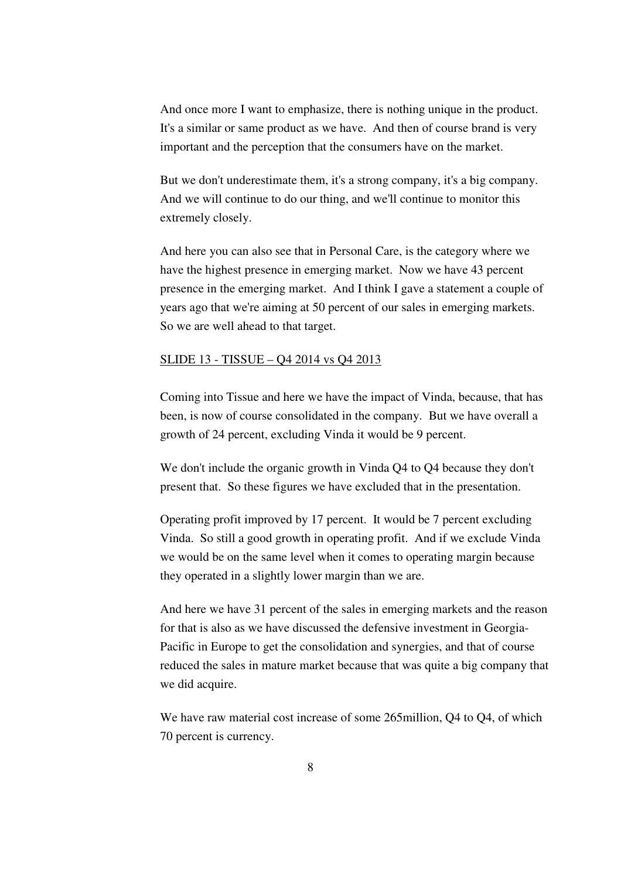And once more I want to emphasize, there is nothing unique in the product. It's a similar or same product as we have. And then of course brand is very important and the perception that the consumers have on the market.

But we don't underestimate them, it's a strong company, it's a big company. And we will continue to do our thing, and we'll continue to monitor this extremely closely.

And here you can also see that in Personal Care, is the category where we have the highest presence in emerging market. Now we have 43 percent presence in the emerging market. And I think I gave a statement a couple of years ago that we're aiming at 50 percent of our sales in emerging markets. So we are well ahead to that target.

SLIDE 13 - TISSUE – Q4 2014 vs Q4 2013

Coming into Tissue and here we have the impact of Vinda, because, that has been, is now of course consolidated in the company. But we have overall a growth of 24 percent, excluding Vinda it would be 9 percent.

We don't include the organic growth in Vinda Q4 to Q4 because they don't present that. So these figures we have excluded that in the presentation.

Operating profit improved by 17 percent. It would be 7 percent excluding Vinda. So still a good growth in operating profit. And if we exclude Vinda we would be on the same level when it comes to operating margin because they operated in a slightly lower margin than we are.

And here we have 31 percent of the sales in emerging markets and the reason for that is also as we have discussed the defensive investment in Georgia-Pacific in Europe to get the consolidation and synergies, and that of course reduced the sales in mature market because that was quite a big company that we did acquire.

We have raw material cost increase of some 265million, Q4 to Q4, of which 70 percent is currency.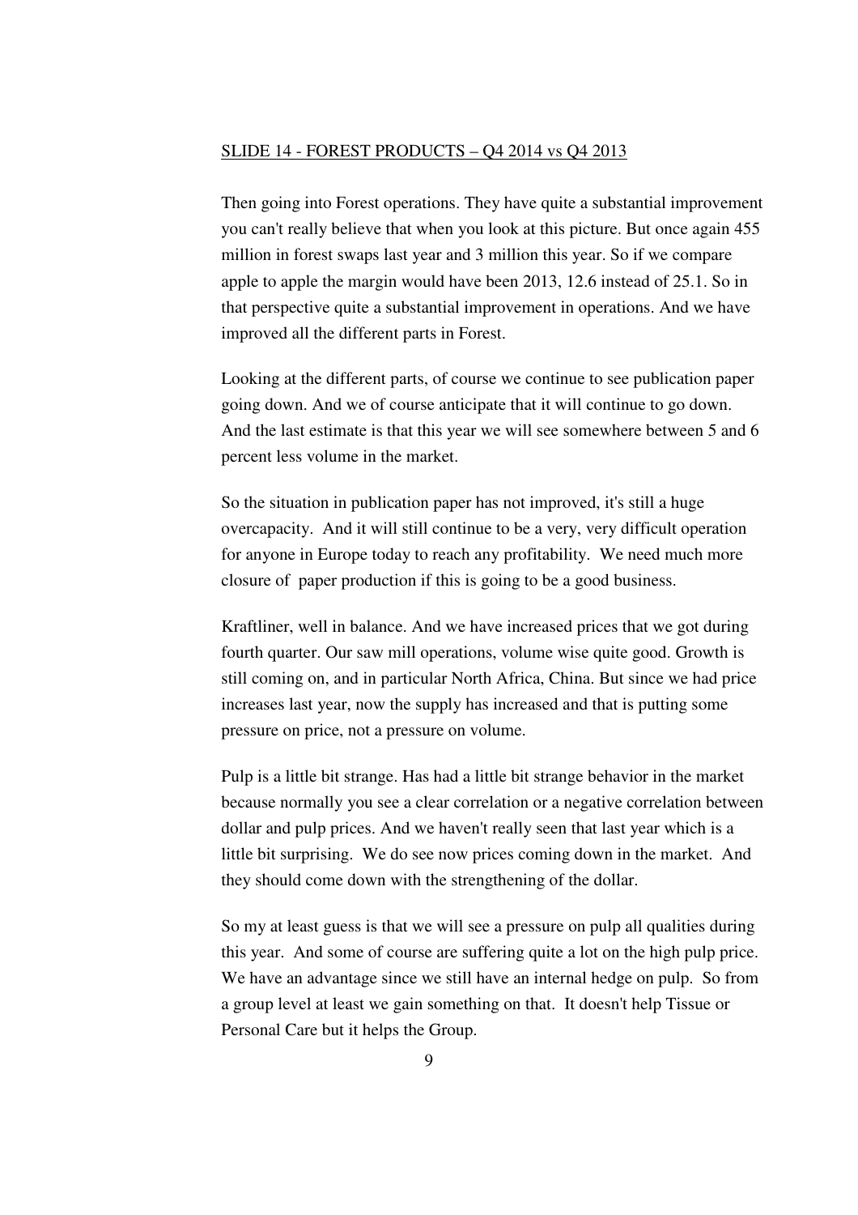SLIDE 14 - FOREST PRODUCTS – Q4 2014 vs Q4 2013

Then going into Forest operations. They have quite a substantial improvement you can't really believe that when you look at this picture. But once again 455 million in forest swaps last year and 3 million this year. So if we compare apple to apple the margin would have been 2013, 12.6 instead of 25.1. So in that perspective quite a substantial improvement in operations. And we have improved all the different parts in Forest.

Looking at the different parts, of course we continue to see publication paper going down. And we of course anticipate that it will continue to go down. And the last estimate is that this year we will see somewhere between 5 and 6 percent less volume in the market.

So the situation in publication paper has not improved, it's still a huge overcapacity. And it will still continue to be a very, very difficult operation for anyone in Europe today to reach any profitability. We need much more closure of paper production if this is going to be a good business.

Kraftliner, well in balance. And we have increased prices that we got during fourth quarter. Our saw mill operations, volume wise quite good. Growth is still coming on, and in particular North Africa, China. But since we had price increases last year, now the supply has increased and that is putting some pressure on price, not a pressure on volume.

Pulp is a little bit strange. Has had a little bit strange behavior in the market because normally you see a clear correlation or a negative correlation between dollar and pulp prices. And we haven't really seen that last year which is a little bit surprising. We do see now prices coming down in the market. And they should come down with the strengthening of the dollar.

So my at least guess is that we will see a pressure on pulp all qualities during this year. And some of course are suffering quite a lot on the high pulp price. We have an advantage since we still have an internal hedge on pulp. So from a group level at least we gain something on that. It doesn't help Tissue or Personal Care but it helps the Group.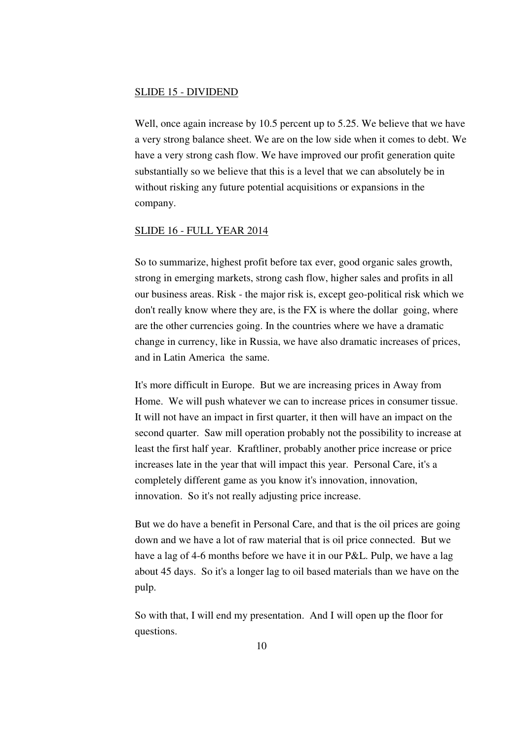SLIDE 15 - DIVIDEND

Well, once again increase by 10.5 percent up to 5.25. We believe that we have a very strong balance sheet. We are on the low side when it comes to debt. We have a very strong cash flow. We have improved our profit generation quite substantially so we believe that this is a level that we can absolutely be in without risking any future potential acquisitions or expansions in the company.

SLIDE 16 - FULL YEAR 2014

So to summarize, highest profit before tax ever, good organic sales growth, strong in emerging markets, strong cash flow, higher sales and profits in all our business areas. Risk - the major risk is, except geo-political risk which we don't really know where they are, is the FX is where the dollar going, where are the other currencies going. In the countries where we have a dramatic change in currency, like in Russia, we have also dramatic increases of prices, and in Latin America the same.

It's more difficult in Europe. But we are increasing prices in Away from Home. We will push whatever we can to increase prices in consumer tissue. It will not have an impact in first quarter, it then will have an impact on the second quarter. Saw mill operation probably not the possibility to increase at least the first half year. Kraftliner, probably another price increase or price increases late in the year that will impact this year. Personal Care, it's a completely different game as you know it's innovation, innovation, innovation. So it's not really adjusting price increase.

But we do have a benefit in Personal Care, and that is the oil prices are going down and we have a lot of raw material that is oil price connected. But we have a lag of 4-6 months before we have it in our P&L. Pulp, we have a lag about 45 days. So it's a longer lag to oil based materials than we have on the pulp.

So with that, I will end my presentation. And I will open up the floor for questions.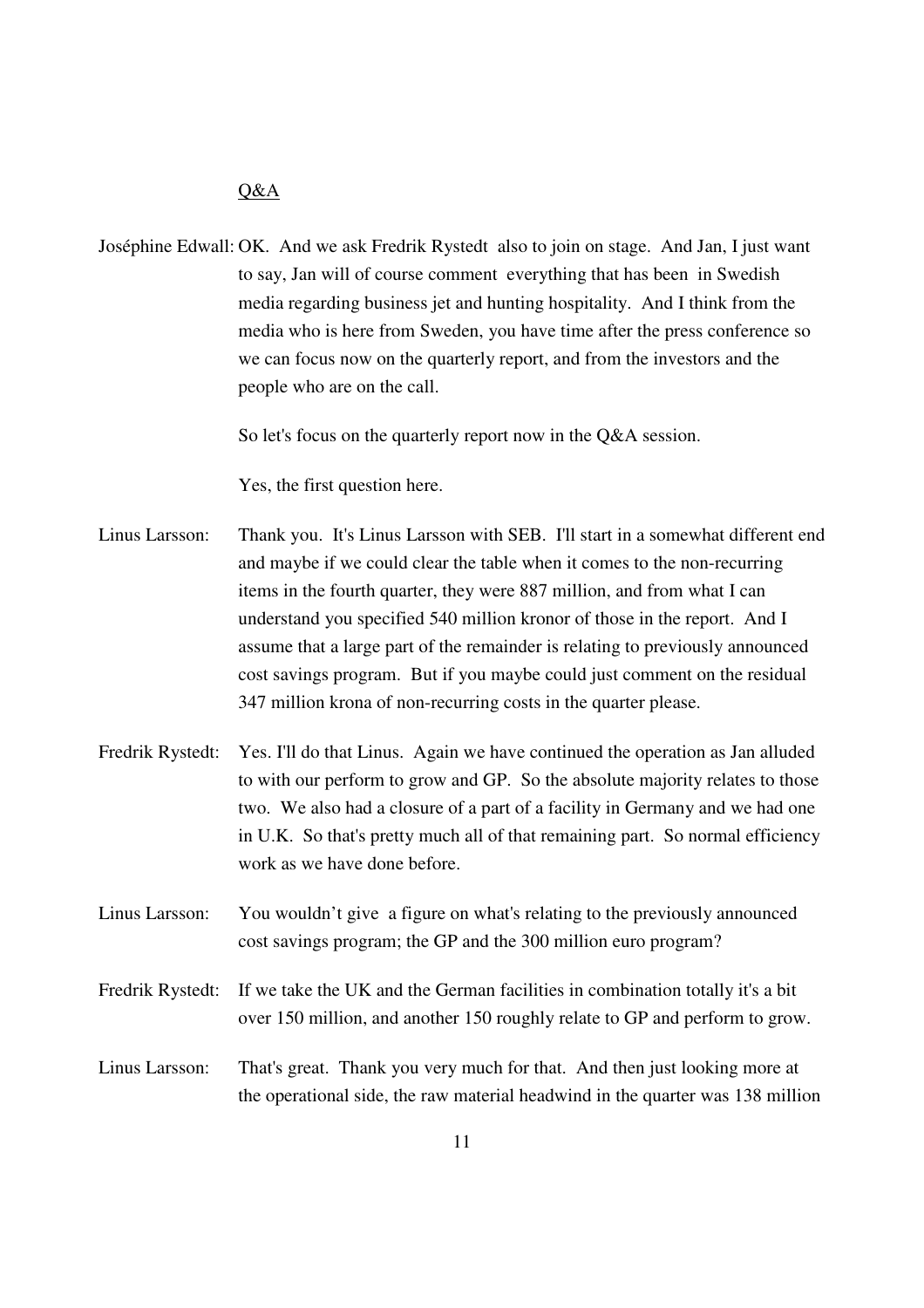Q&A

Joséphine Edwall: OK. And we ask Fredrik Rystedt also to join on stage. And Jan, I just want to say, Jan will of course comment everything that has been in Swedish media regarding business jet and hunting hospitality. And I think from the media who is here from Sweden, you have time after the press conference so we can focus now on the quarterly report, and from the investors and the people who are on the call.

So let's focus on the quarterly report now in the Q&A session.

Yes, the first question here.

Linus Larsson: Thank you. It's Linus Larsson with SEB. I'll start in a somewhat different end and maybe if we could clear the table when it comes to the non-recurring items in the fourth quarter, they were 887 million, and from what I can understand you specified 540 million kronor of those in the report. And I assume that a large part of the remainder is relating to previously announced cost savings program. But if you maybe could just comment on the residual 347 million krona of non-recurring costs in the quarter please.

Fredrik Rystedt: Yes. I'll do that Linus. Again we have continued the operation as Jan alluded to with our perform to grow and GP. So the absolute majority relates to those two. We also had a closure of a part of a facility in Germany and we had one in U.K. So that's pretty much all of that remaining part. So normal efficiency work as we have done before.

Linus Larsson: You wouldn't give a figure on what's relating to the previously announced cost savings program; the GP and the 300 million euro program?

Fredrik Rystedt: If we take the UK and the German facilities in combination totally it's a bit over 150 million, and another 150 roughly relate to GP and perform to grow.

Linus Larsson: That's great. Thank you very much for that. And then just looking more at the operational side, the raw material headwind in the quarter was 138 million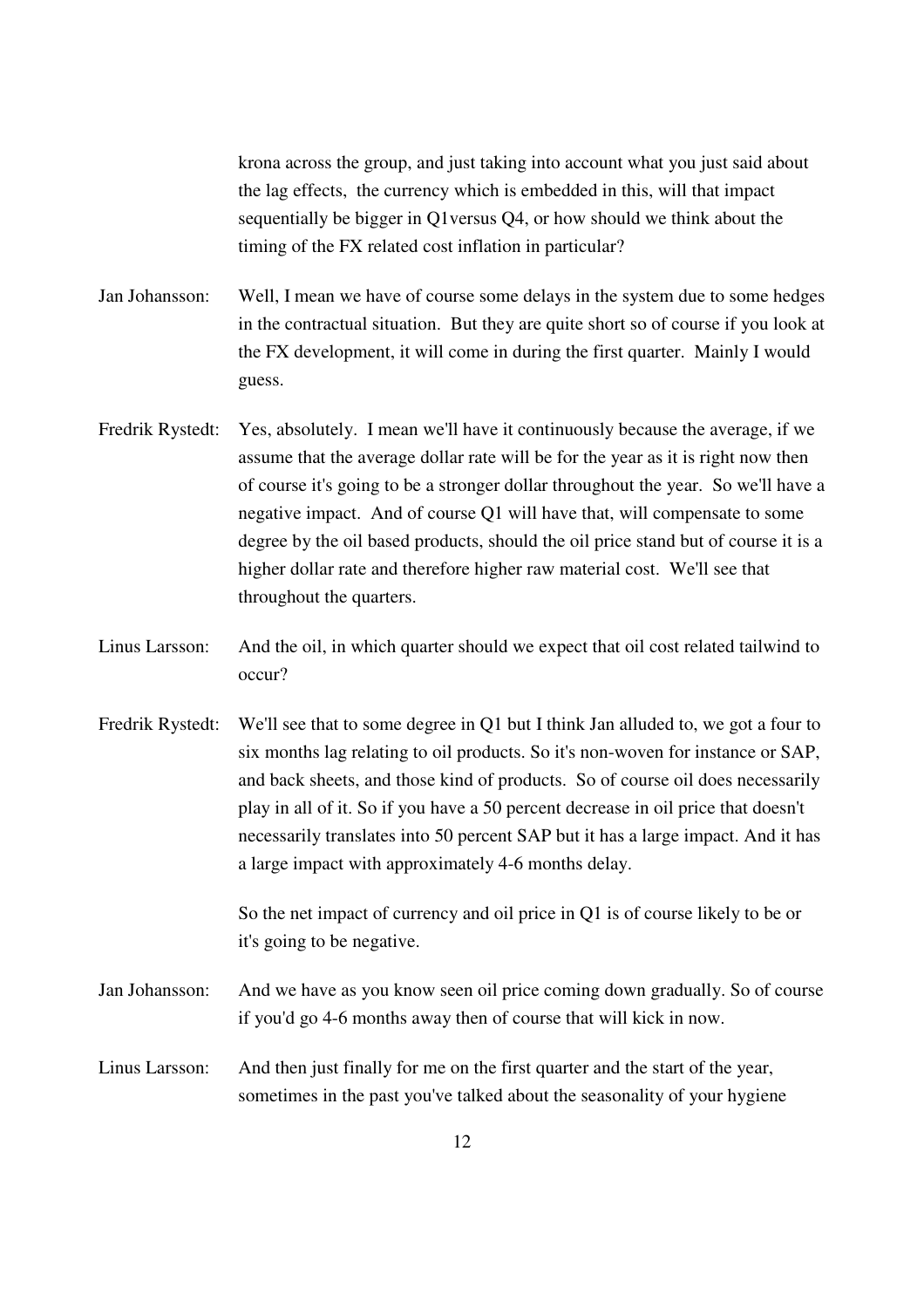krona across the group, and just taking into account what you just said about the lag effects, the currency which is embedded in this, will that impact sequentially be bigger in Q1versus Q4, or how should we think about the timing of the FX related cost inflation in particular?

Jan Johansson: Well, I mean we have of course some delays in the system due to some hedges in the contractual situation. But they are quite short so of course if you look at the FX development, it will come in during the first quarter. Mainly I would guess.

Fredrik Rystedt: Yes, absolutely. I mean we'll have it continuously because the average, if we assume that the average dollar rate will be for the year as it is right now then of course it's going to be a stronger dollar throughout the year. So we'll have a negative impact. And of course Q1 will have that, will compensate to some degree by the oil based products, should the oil price stand but of course it is a higher dollar rate and therefore higher raw material cost. We'll see that throughout the quarters.

Linus Larsson: And the oil, in which quarter should we expect that oil cost related tailwind to occur?

Fredrik Rystedt: We'll see that to some degree in Q1 but I think Jan alluded to, we got a four to six months lag relating to oil products. So it's non-woven for instance or SAP, and back sheets, and those kind of products. So of course oil does necessarily play in all of it. So if you have a 50 percent decrease in oil price that doesn't necessarily translates into 50 percent SAP but it has a large impact. And it has a large impact with approximately 4-6 months delay.

So the net impact of currency and oil price in Q1 is of course likely to be or it's going to be negative.

Jan Johansson: And we have as you know seen oil price coming down gradually. So of course if you'd go 4-6 months away then of course that will kick in now.

Linus Larsson: And then just finally for me on the first quarter and the start of the year, sometimes in the past you've talked about the seasonality of your hygiene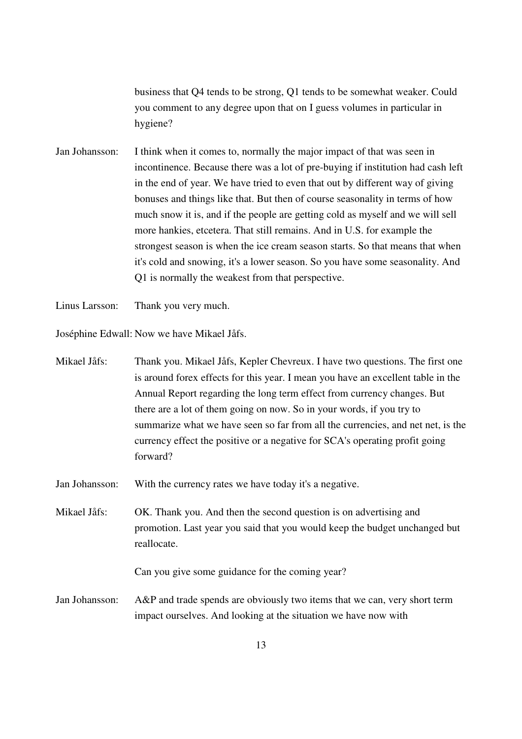business that Q4 tends to be strong, Q1 tends to be somewhat weaker. Could you comment to any degree upon that on I guess volumes in particular in hygiene?

Jan Johansson: I think when it comes to, normally the major impact of that was seen in incontinence. Because there was a lot of pre-buying if institution had cash left in the end of year. We have tried to even that out by different way of giving bonuses and things like that. But then of course seasonality in terms of how much snow it is, and if the people are getting cold as myself and we will sell more hankies, etcetera. That still remains. And in U.S. for example the strongest season is when the ice cream season starts. So that means that when it's cold and snowing, it's a lower season. So you have some seasonality. And Q1 is normally the weakest from that perspective.

Linus Larsson: Thank you very much.

Joséphine Edwall: Now we have Mikael Jåfs.

Mikael Jåfs: Thank you. Mikael Jåfs, Kepler Chevreux. I have two questions. The first one is around forex effects for this year. I mean you have an excellent table in the Annual Report regarding the long term effect from currency changes. But there are a lot of them going on now. So in your words, if you try to summarize what we have seen so far from all the currencies, and net net, is the currency effect the positive or a negative for SCA's operating profit going forward?

Jan Johansson: With the currency rates we have today it's a negative.

Mikael Jåfs: OK. Thank you. And then the second question is on advertising and promotion. Last year you said that you would keep the budget unchanged but reallocate.

Can you give some guidance for the coming year?

Jan Johansson: A&P and trade spends are obviously two items that we can, very short term impact ourselves. And looking at the situation we have now with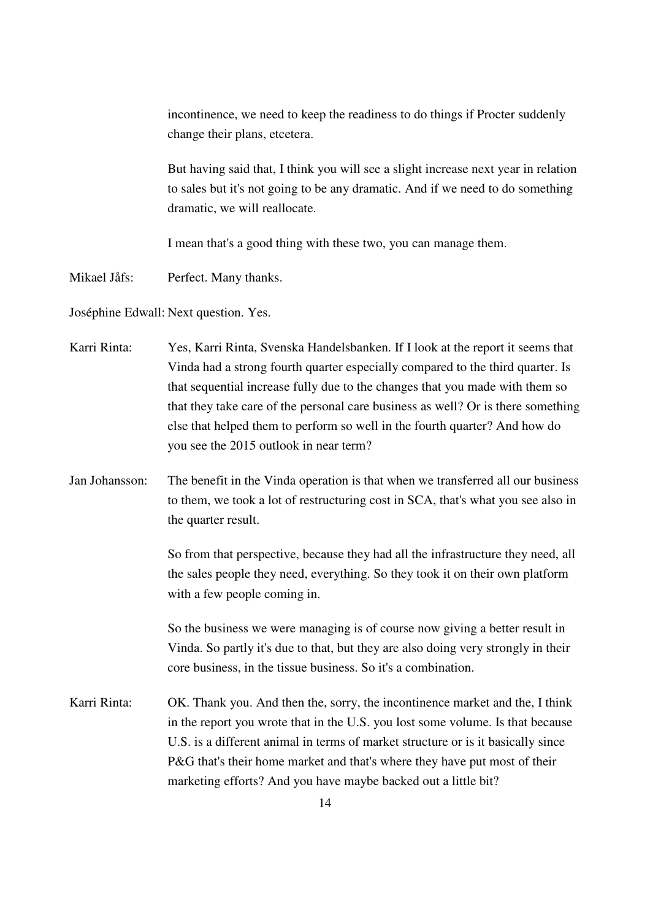incontinence, we need to keep the readiness to do things if Procter suddenly change their plans, etcetera.

But having said that, I think you will see a slight increase next year in relation to sales but it's not going to be any dramatic. And if we need to do something dramatic, we will reallocate.

I mean that's a good thing with these two, you can manage them.

Mikael Jåfs: Perfect. Many thanks.

Joséphine Edwall: Next question. Yes.

Karri Rinta: Yes, Karri Rinta, Svenska Handelsbanken. If I look at the report it seems that Vinda had a strong fourth quarter especially compared to the third quarter. Is that sequential increase fully due to the changes that you made with them so that they take care of the personal care business as well? Or is there something else that helped them to perform so well in the fourth quarter? And how do you see the 2015 outlook in near term?

Jan Johansson: The benefit in the Vinda operation is that when we transferred all our business to them, we took a lot of restructuring cost in SCA, that's what you see also in the quarter result.

So from that perspective, because they had all the infrastructure they need, all the sales people they need, everything. So they took it on their own platform with a few people coming in.

So the business we were managing is of course now giving a better result in Vinda. So partly it's due to that, but they are also doing very strongly in their core business, in the tissue business. So it's a combination.

Karri Rinta: OK. Thank you. And then the, sorry, the incontinence market and the, I think in the report you wrote that in the U.S. you lost some volume. Is that because U.S. is a different animal in terms of market structure or is it basically since P&G that's their home market and that's where they have put most of their marketing efforts? And you have maybe backed out a little bit?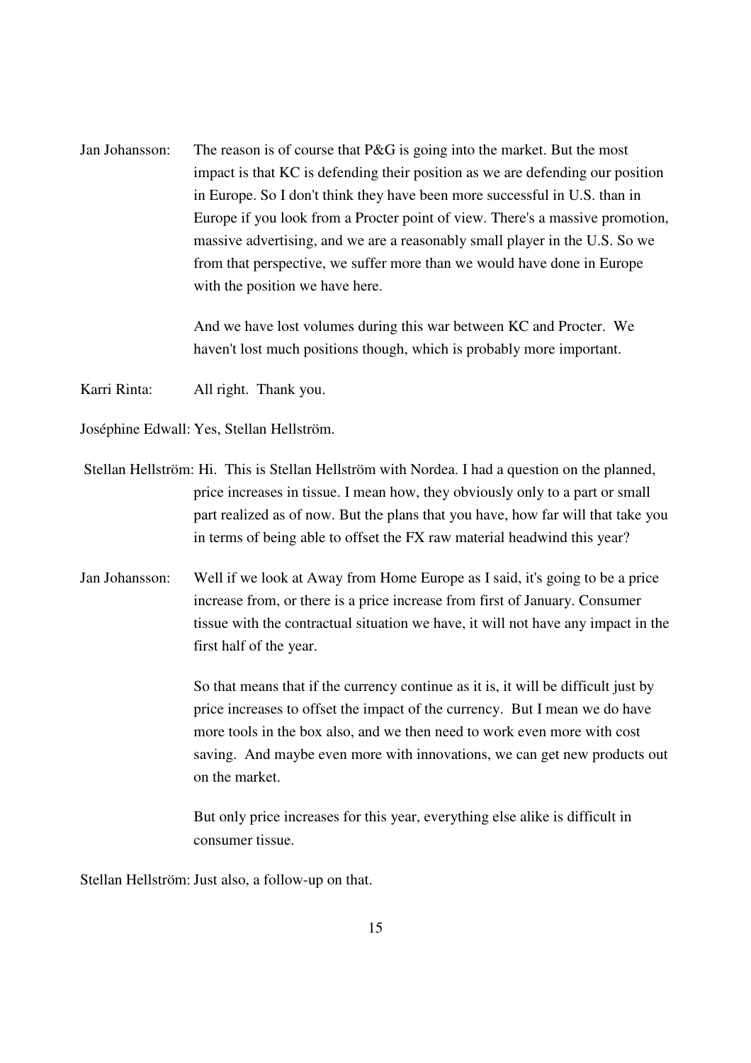Jan Johansson: The reason is of course that P&G is going into the market. But the most impact is that KC is defending their position as we are defending our position in Europe. So I don't think they have been more successful in U.S. than in Europe if you look from a Procter point of view. There's a massive promotion, massive advertising, and we are a reasonably small player in the U.S. So we from that perspective, we suffer more than we would have done in Europe with the position we have here.

And we have lost volumes during this war between KC and Procter. We haven't lost much positions though, which is probably more important.

Karri Rinta: All right. Thank you.

Joséphine Edwall: Yes, Stellan Hellström.

Stellan Hellström: Hi. This is Stellan Hellström with Nordea. I had a question on the planned, price increases in tissue. I mean how, they obviously only to a part or small part realized as of now. But the plans that you have, how far will that take you in terms of being able to offset the FX raw material headwind this year?

Jan Johansson: Well if we look at Away from Home Europe as I said, it's going to be a price increase from, or there is a price increase from first of January. Consumer tissue with the contractual situation we have, it will not have any impact in the first half of the year.

So that means that if the currency continue as it is, it will be difficult just by price increases to offset the impact of the currency. But I mean we do have more tools in the box also, and we then need to work even more with cost saving. And maybe even more with innovations, we can get new products out on the market.

But only price increases for this year, everything else alike is difficult in consumer tissue.

Stellan Hellström: Just also, a follow-up on that.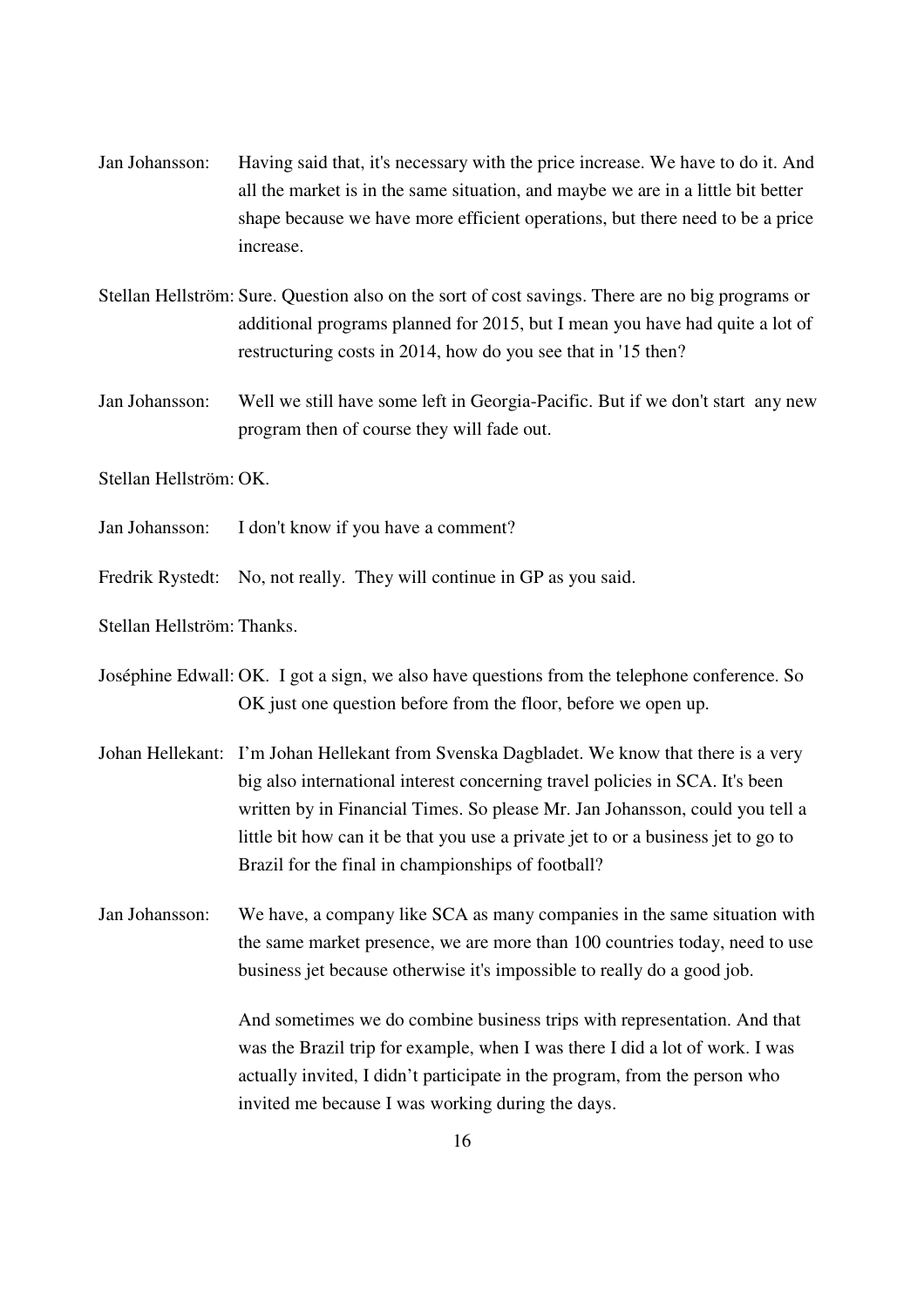Jan Johansson: Having said that, it's necessary with the price increase. We have to do it. And all the market is in the same situation, and maybe we are in a little bit better shape because we have more efficient operations, but there need to be a price increase.

Stellan Hellström: Sure. Question also on the sort of cost savings. There are no big programs or additional programs planned for 2015, but I mean you have had quite a lot of restructuring costs in 2014, how do you see that in '15 then?

Jan Johansson: Well we still have some left in Georgia-Pacific. But if we don't start any new program then of course they will fade out.

Stellan Hellström: OK.

Jan Johansson: I don't know if you have a comment?

Fredrik Rystedt: No, not really. They will continue in GP as you said.

Stellan Hellström: Thanks.

Joséphine Edwall: OK. I got a sign, we also have questions from the telephone conference. So OK just one question before from the floor, before we open up.

Johan Hellekant: I'm Johan Hellekant from Svenska Dagbladet. We know that there is a very big also international interest concerning travel policies in SCA. It's been written by in Financial Times. So please Mr. Jan Johansson, could you tell a little bit how can it be that you use a private jet to or a business jet to go to Brazil for the final in championships of football?

Jan Johansson: We have, a company like SCA as many companies in the same situation with the same market presence, we are more than 100 countries today, need to use business jet because otherwise it's impossible to really do a good job.

And sometimes we do combine business trips with representation. And that was the Brazil trip for example, when I was there I did a lot of work. I was actually invited, I didn't participate in the program, from the person who invited me because I was working during the days.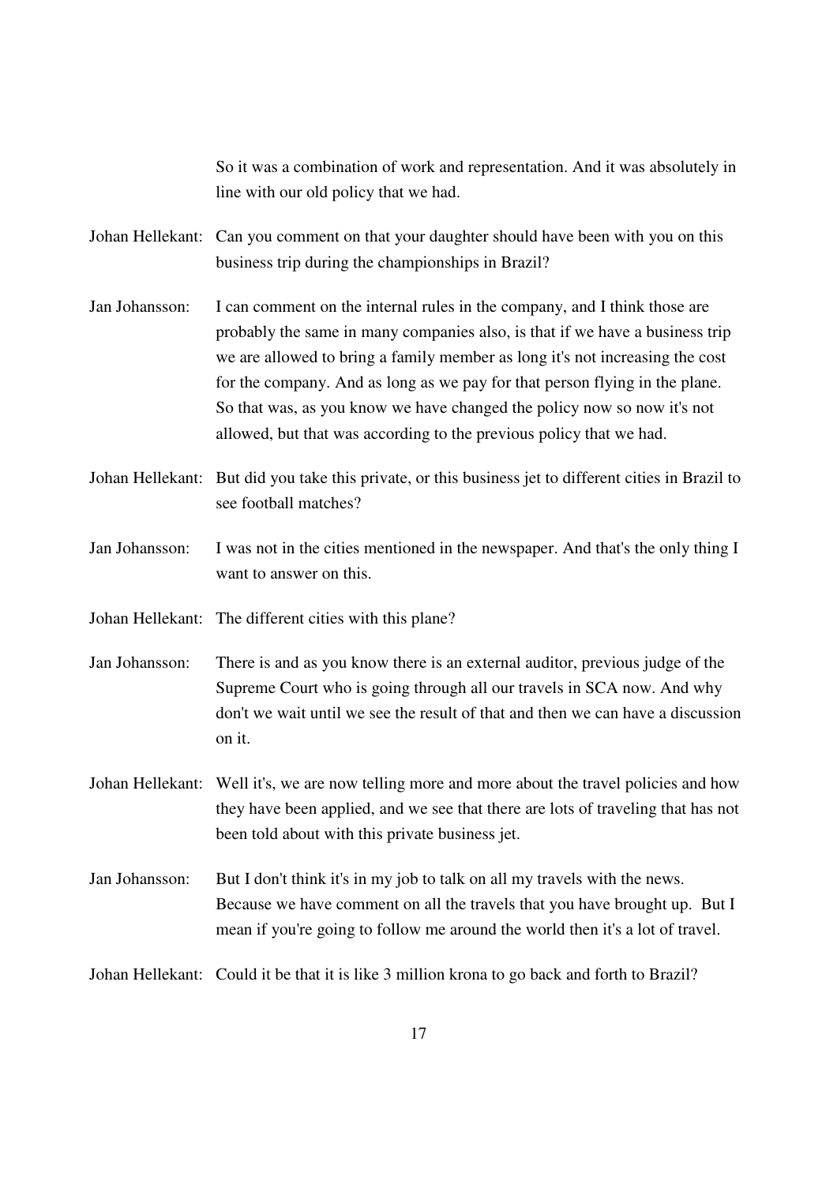So it was a combination of work and representation. And it was absolutely in line with our old policy that we had.

Johan Hellekant: Can you comment on that your daughter should have been with you on this business trip during the championships in Brazil?

Jan Johansson: I can comment on the internal rules in the company, and I think those are probably the same in many companies also, is that if we have a business trip we are allowed to bring a family member as long it's not increasing the cost for the company. And as long as we pay for that person flying in the plane. So that was, as you know we have changed the policy now so now it's not allowed, but that was according to the previous policy that we had.

Johan Hellekant: But did you take this private, or this business jet to different cities in Brazil to see football matches?

Jan Johansson: I was not in the cities mentioned in the newspaper. And that's the only thing I want to answer on this.

Johan Hellekant: The different cities with this plane?

Jan Johansson: There is and as you know there is an external auditor, previous judge of the Supreme Court who is going through all our travels in SCA now. And why don't we wait until we see the result of that and then we can have a discussion on it.

Johan Hellekant: Well it's, we are now telling more and more about the travel policies and how they have been applied, and we see that there are lots of traveling that has not been told about with this private business jet.

Jan Johansson: But I don't think it's in my job to talk on all my travels with the news. Because we have comment on all the travels that you have brought up. But I mean if you're going to follow me around the world then it's a lot of travel.

Johan Hellekant: Could it be that it is like 3 million krona to go back and forth to Brazil?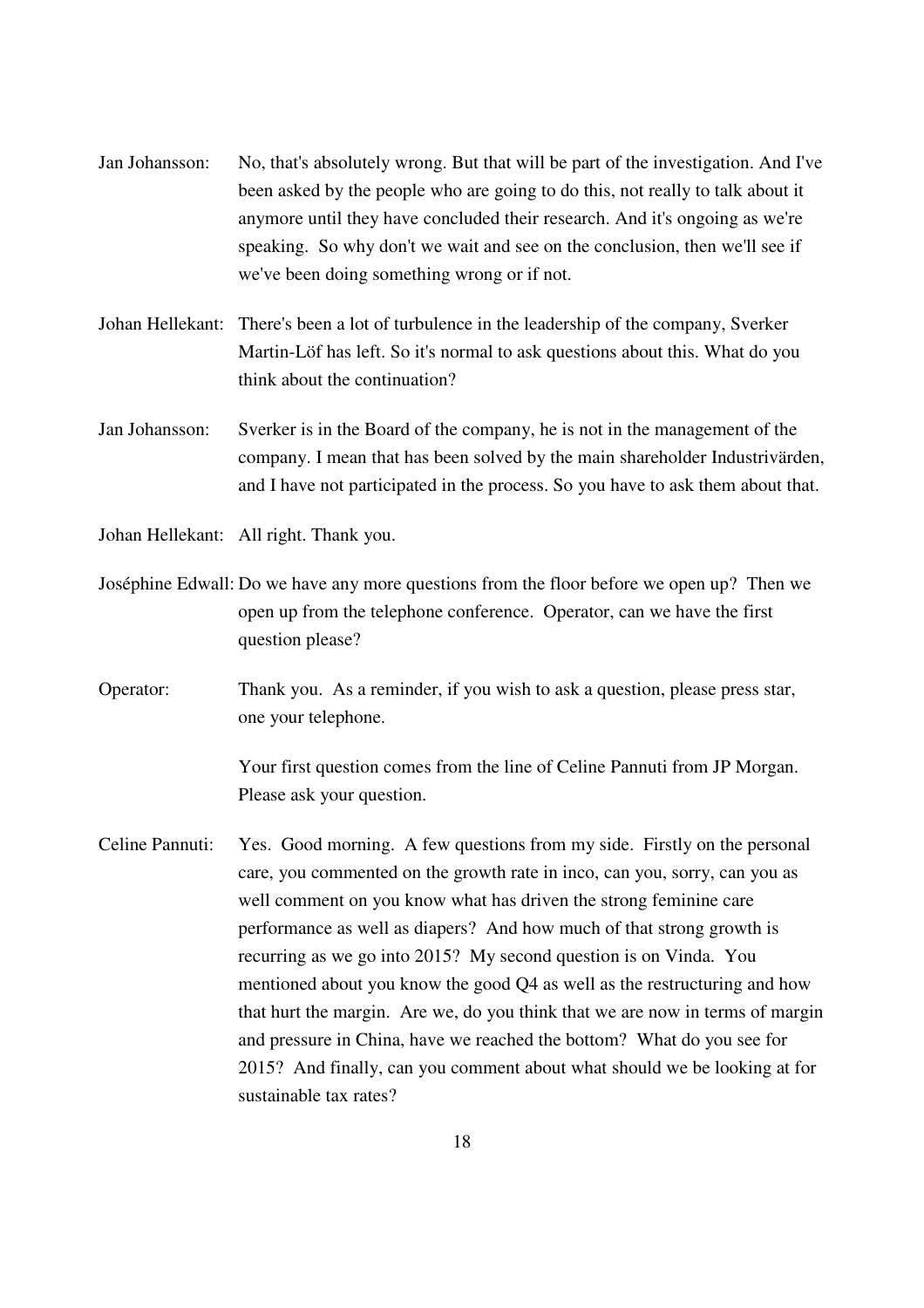Jan Johansson: No, that's absolutely wrong. But that will be part of the investigation. And I've been asked by the people who are going to do this, not really to talk about it anymore until they have concluded their research. And it's ongoing as we're speaking. So why don't we wait and see on the conclusion, then we'll see if we've been doing something wrong or if not.

Johan Hellekant: There's been a lot of turbulence in the leadership of the company, Sverker Martin-Löf has left. So it's normal to ask questions about this. What do you think about the continuation?

Jan Johansson: Sverker is in the Board of the company, he is not in the management of the company. I mean that has been solved by the main shareholder Industrivärden, and I have not participated in the process. So you have to ask them about that.

Johan Hellekant: All right. Thank you.

Joséphine Edwall: Do we have any more questions from the floor before we open up? Then we open up from the telephone conference. Operator, can we have the first question please?

Operator: Thank you. As a reminder, if you wish to ask a question, please press star, one your telephone.

Your first question comes from the line of Celine Pannuti from JP Morgan. Please ask your question.

Celine Pannuti: Yes. Good morning. A few questions from my side. Firstly on the personal care, you commented on the growth rate in inco, can you, sorry, can you as well comment on you know what has driven the strong feminine care performance as well as diapers? And how much of that strong growth is recurring as we go into 2015? My second question is on Vinda. You mentioned about you know the good Q4 as well as the restructuring and how that hurt the margin. Are we, do you think that we are now in terms of margin and pressure in China, have we reached the bottom? What do you see for 2015? And finally, can you comment about what should we be looking at for sustainable tax rates?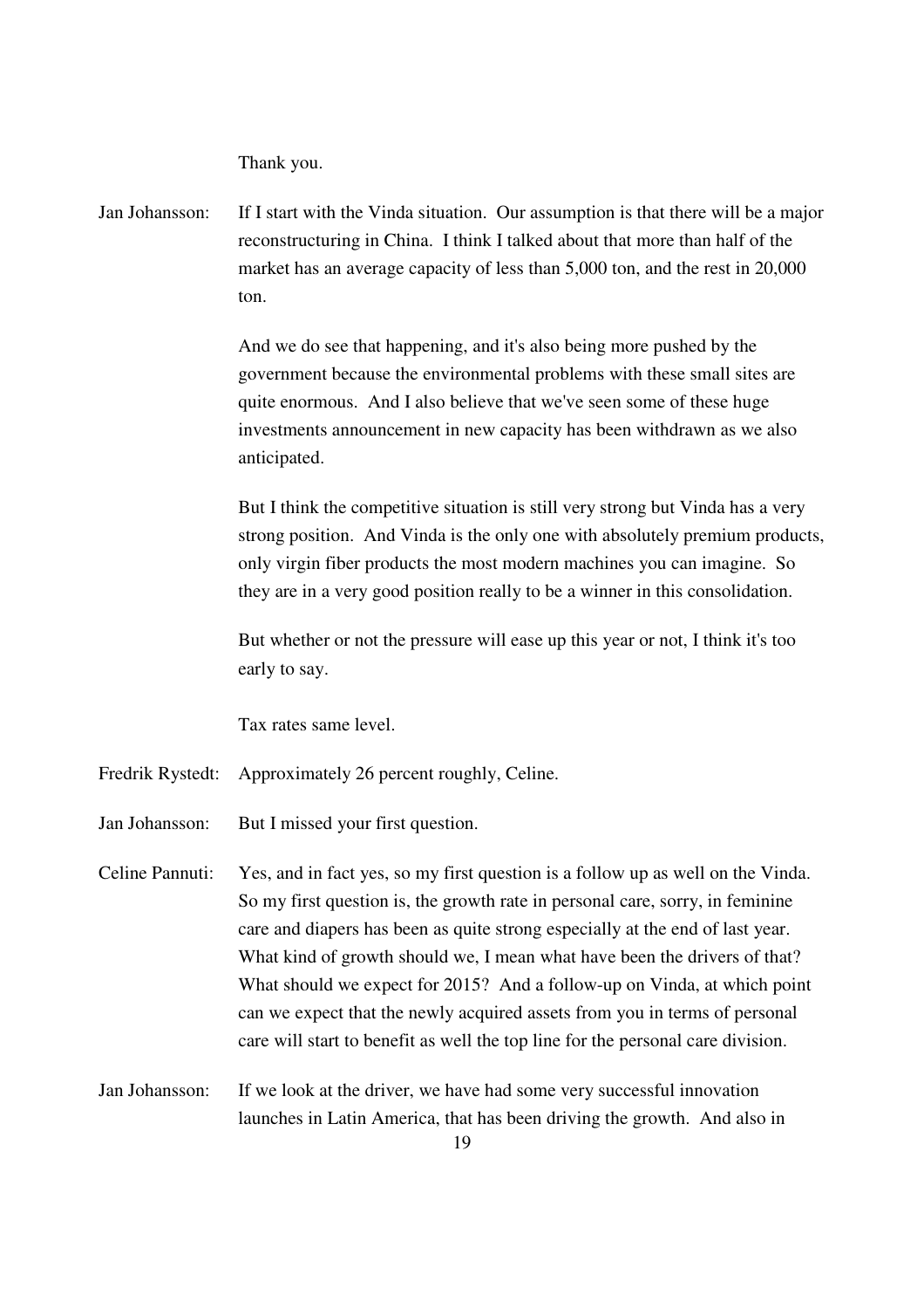Thank you.

Jan Johansson: If I start with the Vinda situation. Our assumption is that there will be a major reconstructuring in China. I think I talked about that more than half of the market has an average capacity of less than 5,000 ton, and the rest in 20,000 ton.

And we do see that happening, and it's also being more pushed by the government because the environmental problems with these small sites are quite enormous. And I also believe that we've seen some of these huge investments announcement in new capacity has been withdrawn as we also anticipated.

But I think the competitive situation is still very strong but Vinda has a very strong position. And Vinda is the only one with absolutely premium products, only virgin fiber products the most modern machines you can imagine. So they are in a very good position really to be a winner in this consolidation.

But whether or not the pressure will ease up this year or not, I think it's too early to say.

Tax rates same level.

Fredrik Rystedt: Approximately 26 percent roughly, Celine.

Jan Johansson: But I missed your first question.

Celine Pannuti: Yes, and in fact yes, so my first question is a follow up as well on the Vinda. So my first question is, the growth rate in personal care, sorry, in feminine care and diapers has been as quite strong especially at the end of last year. What kind of growth should we, I mean what have been the drivers of that? What should we expect for 2015? And a follow-up on Vinda, at which point can we expect that the newly acquired assets from you in terms of personal care will start to benefit as well the top line for the personal care division.

Jan Johansson: If we look at the driver, we have had some very successful innovation launches in Latin America, that has been driving the growth. And also in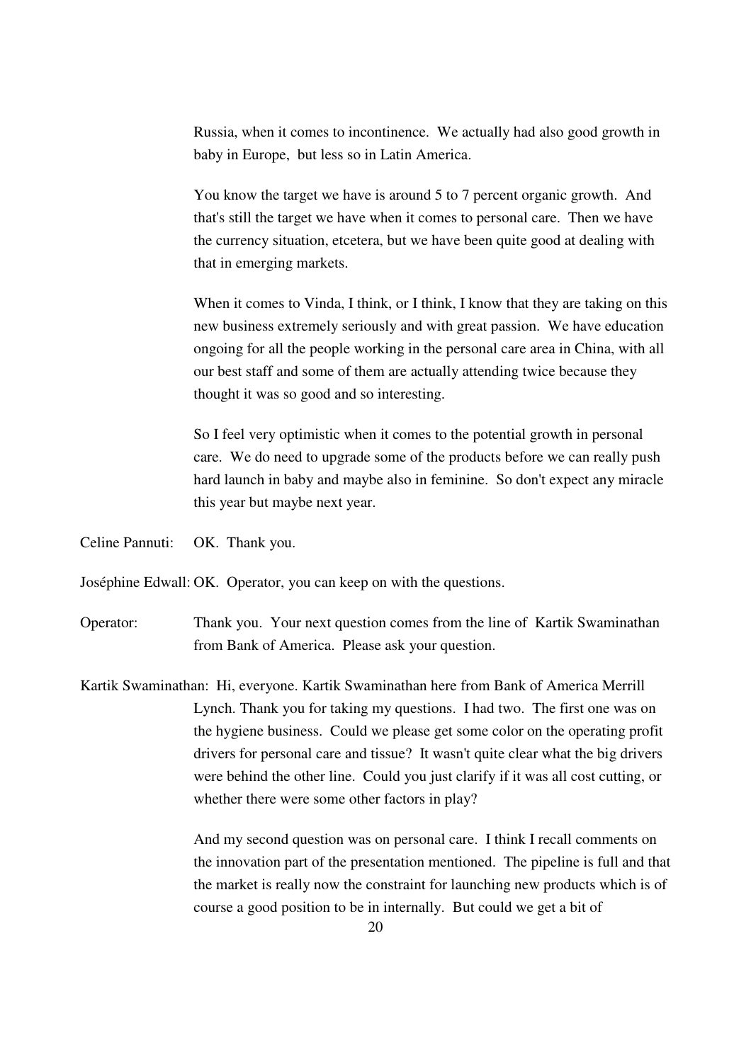Russia, when it comes to incontinence. We actually had also good growth in baby in Europe, but less so in Latin America.

You know the target we have is around 5 to 7 percent organic growth. And that's still the target we have when it comes to personal care. Then we have the currency situation, etcetera, but we have been quite good at dealing with that in emerging markets.

When it comes to Vinda, I think, or I think, I know that they are taking on this new business extremely seriously and with great passion. We have education ongoing for all the people working in the personal care area in China, with all our best staff and some of them are actually attending twice because they thought it was so good and so interesting.

So I feel very optimistic when it comes to the potential growth in personal care. We do need to upgrade some of the products before we can really push hard launch in baby and maybe also in feminine. So don't expect any miracle this year but maybe next year.

Celine Pannuti: OK. Thank you.

Joséphine Edwall: OK. Operator, you can keep on with the questions.

Operator: Thank you. Your next question comes from the line of Kartik Swaminathan from Bank of America. Please ask your question.

Kartik Swaminathan: Hi, everyone. Kartik Swaminathan here from Bank of America Merrill Lynch. Thank you for taking my questions. I had two. The first one was on the hygiene business. Could we please get some color on the operating profit drivers for personal care and tissue? It wasn't quite clear what the big drivers were behind the other line. Could you just clarify if it was all cost cutting, or whether there were some other factors in play?

And my second question was on personal care. I think I recall comments on the innovation part of the presentation mentioned. The pipeline is full and that the market is really now the constraint for launching new products which is of course a good position to be in internally. But could we get a bit of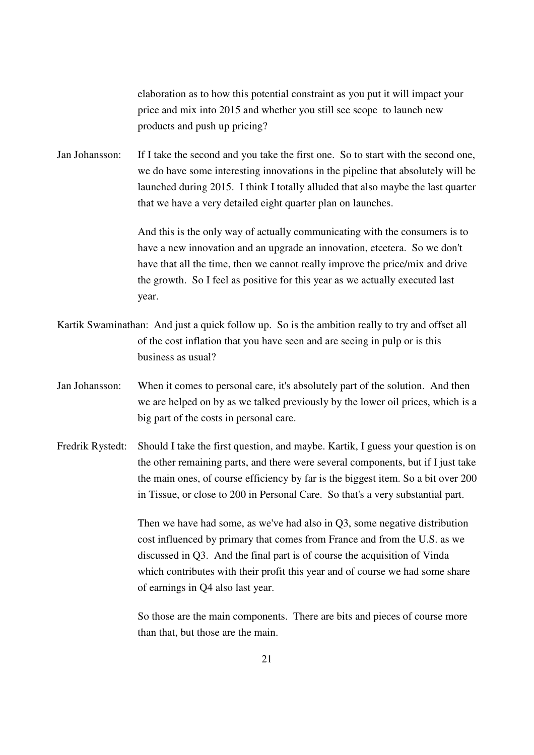elaboration as to how this potential constraint as you put it will impact your price and mix into 2015 and whether you still see scope to launch new products and push up pricing?

Jan Johansson: If I take the second and you take the first one. So to start with the second one, we do have some interesting innovations in the pipeline that absolutely will be launched during 2015. I think I totally alluded that also maybe the last quarter that we have a very detailed eight quarter plan on launches.

And this is the only way of actually communicating with the consumers is to have a new innovation and an upgrade an innovation, etcetera. So we don't have that all the time, then we cannot really improve the price/mix and drive the growth. So I feel as positive for this year as we actually executed last year.

Kartik Swaminathan: And just a quick follow up. So is the ambition really to try and offset all of the cost inflation that you have seen and are seeing in pulp or is this business as usual?

Jan Johansson: When it comes to personal care, it's absolutely part of the solution. And then we are helped on by as we talked previously by the lower oil prices, which is a big part of the costs in personal care.

Fredrik Rystedt: Should I take the first question, and maybe. Kartik, I guess your question is on the other remaining parts, and there were several components, but if I just take the main ones, of course efficiency by far is the biggest item. So a bit over 200 in Tissue, or close to 200 in Personal Care. So that's a very substantial part.

Then we have had some, as we've had also in Q3, some negative distribution cost influenced by primary that comes from France and from the U.S. as we discussed in Q3. And the final part is of course the acquisition of Vinda which contributes with their profit this year and of course we had some share of earnings in Q4 also last year.

So those are the main components. There are bits and pieces of course more than that, but those are the main.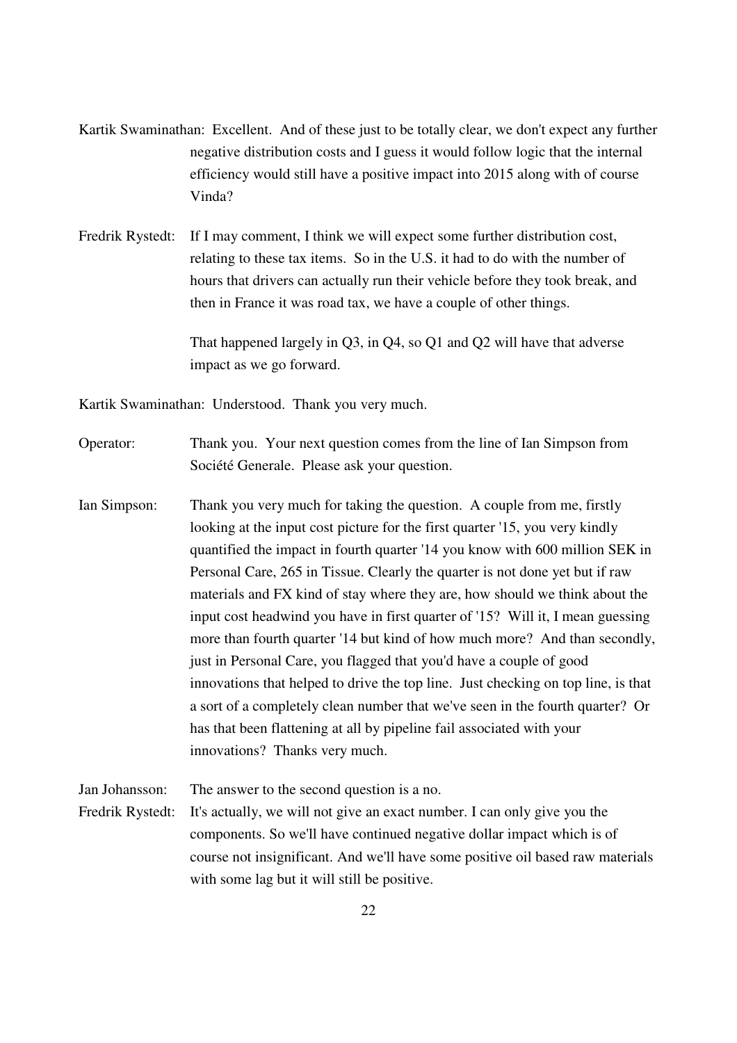Kartik Swaminathan: Excellent. And of these just to be totally clear, we don't expect any further negative distribution costs and I guess it would follow logic that the internal efficiency would still have a positive impact into 2015 along with of course Vinda?

Fredrik Rystedt: If I may comment, I think we will expect some further distribution cost, relating to these tax items. So in the U.S. it had to do with the number of hours that drivers can actually run their vehicle before they took break, and then in France it was road tax, we have a couple of other things.

That happened largely in Q3, in Q4, so Q1 and Q2 will have that adverse impact as we go forward.

Kartik Swaminathan: Understood. Thank you very much.

Operator: Thank you. Your next question comes from the line of Ian Simpson from Société Generale. Please ask your question.

Ian Simpson: Thank you very much for taking the question. A couple from me, firstly looking at the input cost picture for the first quarter '15, you very kindly quantified the impact in fourth quarter '14 you know with 600 million SEK in Personal Care, 265 in Tissue. Clearly the quarter is not done yet but if raw materials and FX kind of stay where they are, how should we think about the input cost headwind you have in first quarter of '15? Will it, I mean guessing more than fourth quarter '14 but kind of how much more? And than secondly, just in Personal Care, you flagged that you'd have a couple of good innovations that helped to drive the top line. Just checking on top line, is that a sort of a completely clean number that we've seen in the fourth quarter? Or has that been flattening at all by pipeline fail associated with your innovations? Thanks very much.

Jan Johansson: The answer to the second question is a no.

Fredrik Rystedt: It's actually, we will not give an exact number. I can only give you the components. So we'll have continued negative dollar impact which is of course not insignificant. And we'll have some positive oil based raw materials with some lag but it will still be positive.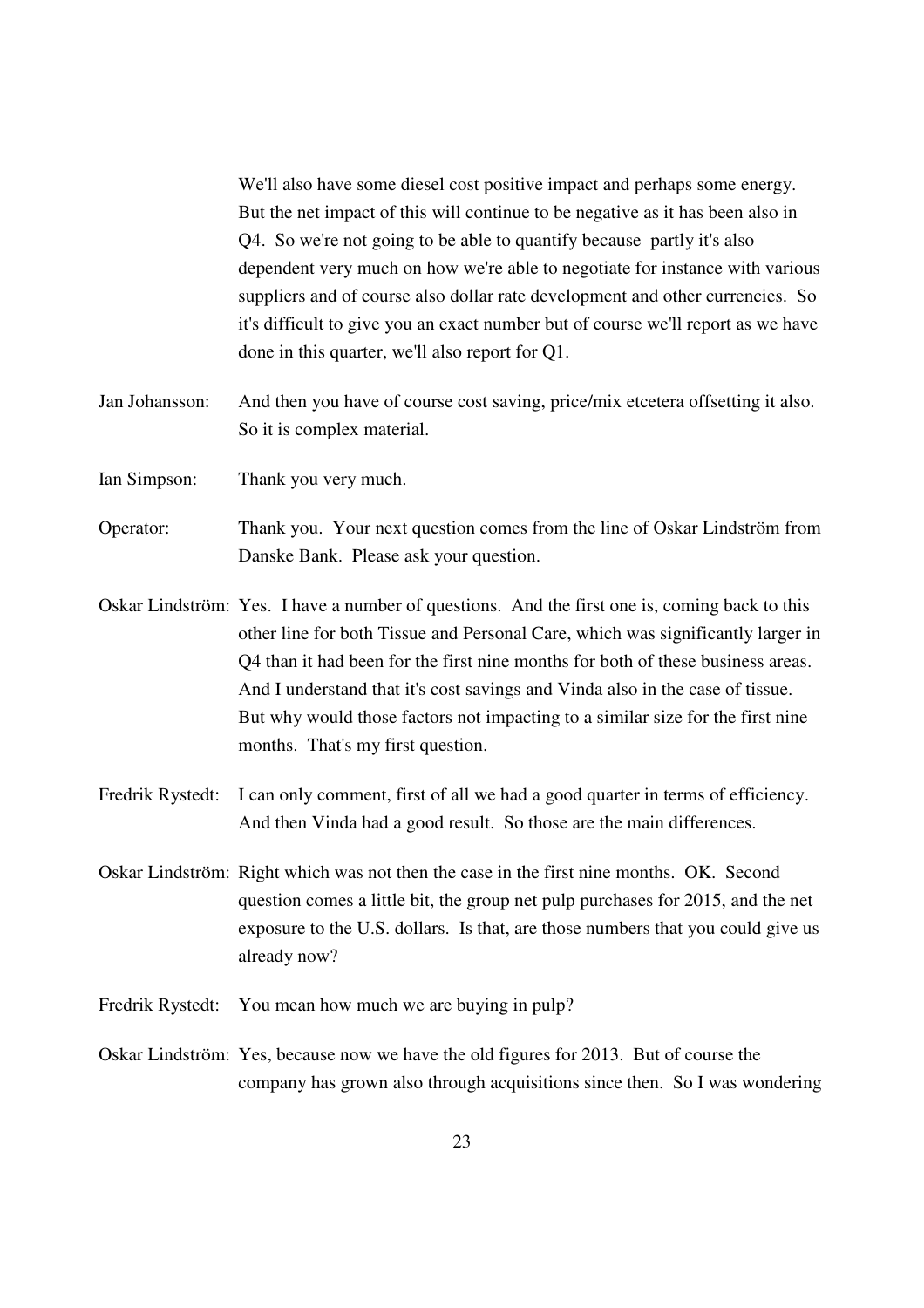We'll also have some diesel cost positive impact and perhaps some energy. But the net impact of this will continue to be negative as it has been also in Q4. So we're not going to be able to quantify because partly it's also dependent very much on how we're able to negotiate for instance with various suppliers and of course also dollar rate development and other currencies. So it's difficult to give you an exact number but of course we'll report as we have done in this quarter, we'll also report for Q1.

Jan Johansson: And then you have of course cost saving, price/mix etcetera offsetting it also. So it is complex material.

Ian Simpson: Thank you very much.

Operator: Thank you. Your next question comes from the line of Oskar Lindström from Danske Bank. Please ask your question.

Oskar Lindström: Yes. I have a number of questions. And the first one is, coming back to this other line for both Tissue and Personal Care, which was significantly larger in Q4 than it had been for the first nine months for both of these business areas. And I understand that it's cost savings and Vinda also in the case of tissue. But why would those factors not impacting to a similar size for the first nine months. That's my first question.

Fredrik Rystedt: I can only comment, first of all we had a good quarter in terms of efficiency. And then Vinda had a good result. So those are the main differences.

Oskar Lindström: Right which was not then the case in the first nine months. OK. Second question comes a little bit, the group net pulp purchases for 2015, and the net exposure to the U.S. dollars. Is that, are those numbers that you could give us already now?

Fredrik Rystedt: You mean how much we are buying in pulp?

Oskar Lindström: Yes, because now we have the old figures for 2013. But of course the company has grown also through acquisitions since then. So I was wondering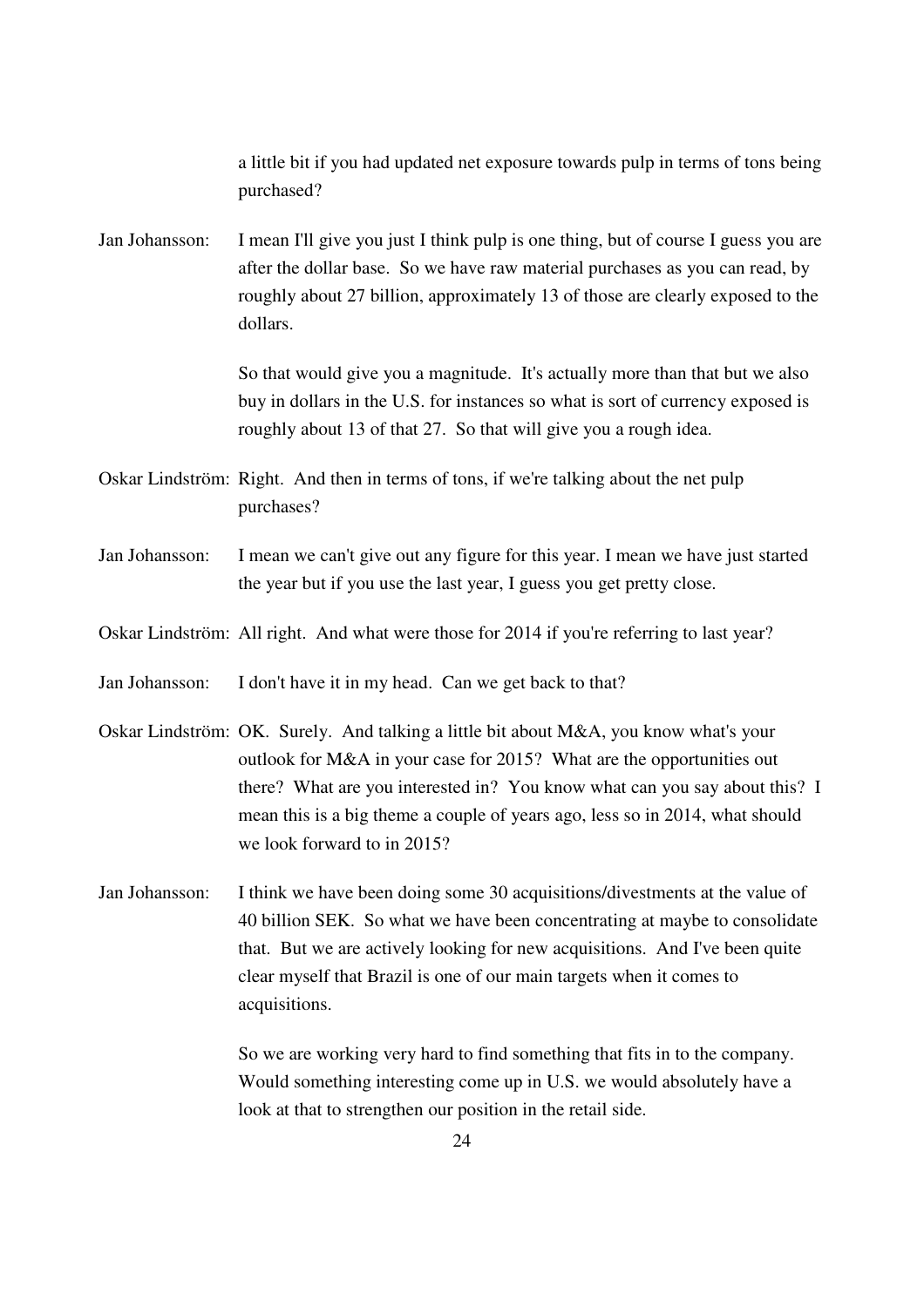a little bit if you had updated net exposure towards pulp in terms of tons being purchased?

Jan Johansson: I mean I'll give you just I think pulp is one thing, but of course I guess you are after the dollar base. So we have raw material purchases as you can read, by roughly about 27 billion, approximately 13 of those are clearly exposed to the dollars.

So that would give you a magnitude. It's actually more than that but we also buy in dollars in the U.S. for instances so what is sort of currency exposed is roughly about 13 of that 27. So that will give you a rough idea.

Oskar Lindström: Right. And then in terms of tons, if we're talking about the net pulp purchases?

Jan Johansson: I mean we can't give out any figure for this year. I mean we have just started the year but if you use the last year, I guess you get pretty close.

Oskar Lindström: All right. And what were those for 2014 if you're referring to last year?

Jan Johansson: I don't have it in my head. Can we get back to that?

Oskar Lindström: OK. Surely. And talking a little bit about M&A, you know what's your outlook for M&A in your case for 2015? What are the opportunities out there? What are you interested in? You know what can you say about this? I mean this is a big theme a couple of years ago, less so in 2014, what should we look forward to in 2015?

Jan Johansson: I think we have been doing some 30 acquisitions/divestments at the value of 40 billion SEK. So what we have been concentrating at maybe to consolidate that. But we are actively looking for new acquisitions. And I've been quite clear myself that Brazil is one of our main targets when it comes to acquisitions.

So we are working very hard to find something that fits in to the company. Would something interesting come up in U.S. we would absolutely have a look at that to strengthen our position in the retail side.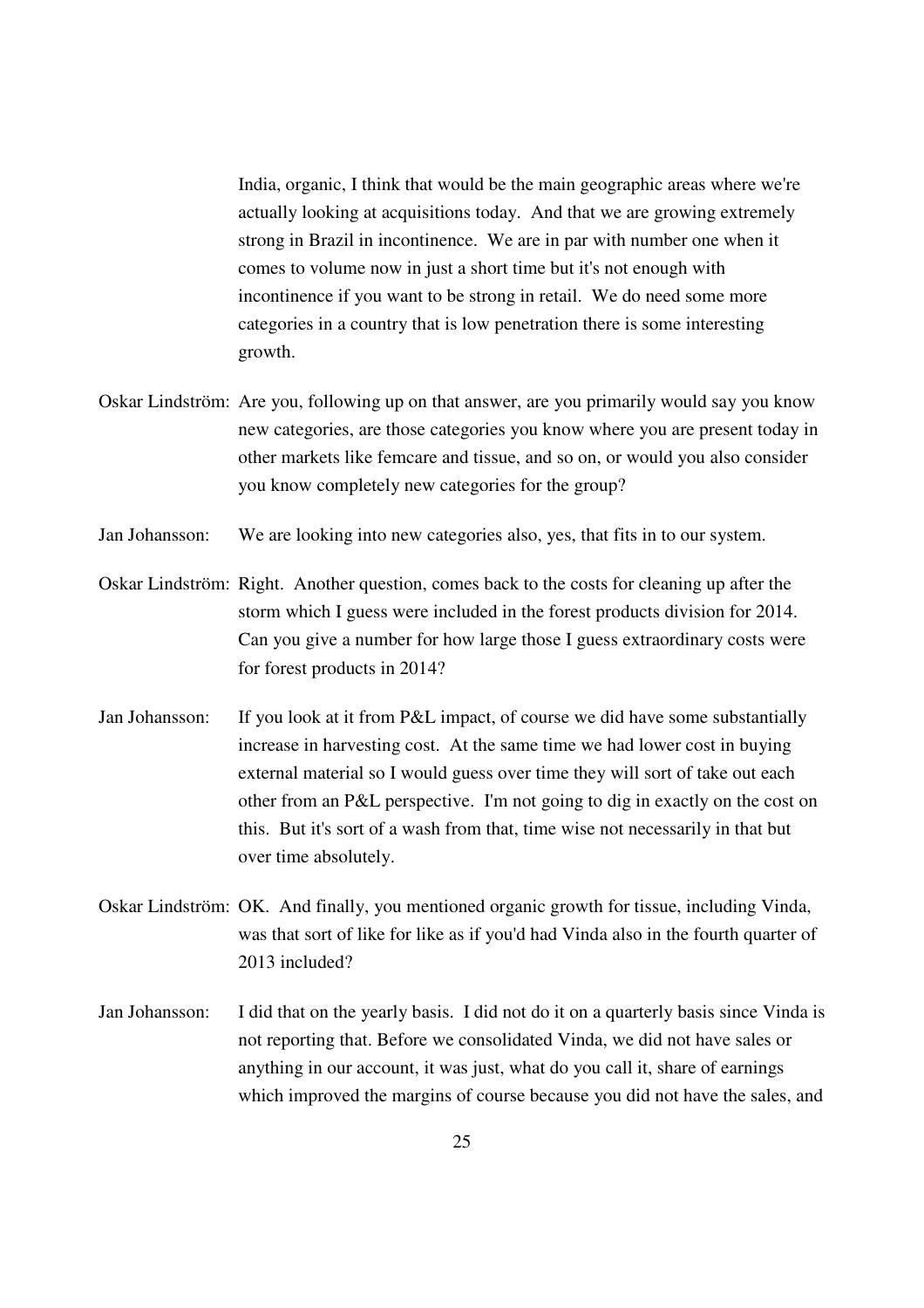India, organic, I think that would be the main geographic areas where we're actually looking at acquisitions today. And that we are growing extremely strong in Brazil in incontinence. We are in par with number one when it comes to volume now in just a short time but it's not enough with incontinence if you want to be strong in retail. We do need some more categories in a country that is low penetration there is some interesting growth.

Oskar Lindström: Are you, following up on that answer, are you primarily would say you know new categories, are those categories you know where you are present today in other markets like femcare and tissue, and so on, or would you also consider you know completely new categories for the group?

Jan Johansson: We are looking into new categories also, yes, that fits in to our system.

Oskar Lindström: Right. Another question, comes back to the costs for cleaning up after the storm which I guess were included in the forest products division for 2014. Can you give a number for how large those I guess extraordinary costs were for forest products in 2014?

Jan Johansson: If you look at it from P&L impact, of course we did have some substantially increase in harvesting cost. At the same time we had lower cost in buying external material so I would guess over time they will sort of take out each other from an P&L perspective. I'm not going to dig in exactly on the cost on this. But it's sort of a wash from that, time wise not necessarily in that but over time absolutely.

Oskar Lindström: OK. And finally, you mentioned organic growth for tissue, including Vinda, was that sort of like for like as if you'd had Vinda also in the fourth quarter of 2013 included?

Jan Johansson: I did that on the yearly basis. I did not do it on a quarterly basis since Vinda is not reporting that. Before we consolidated Vinda, we did not have sales or anything in our account, it was just, what do you call it, share of earnings which improved the margins of course because you did not have the sales, and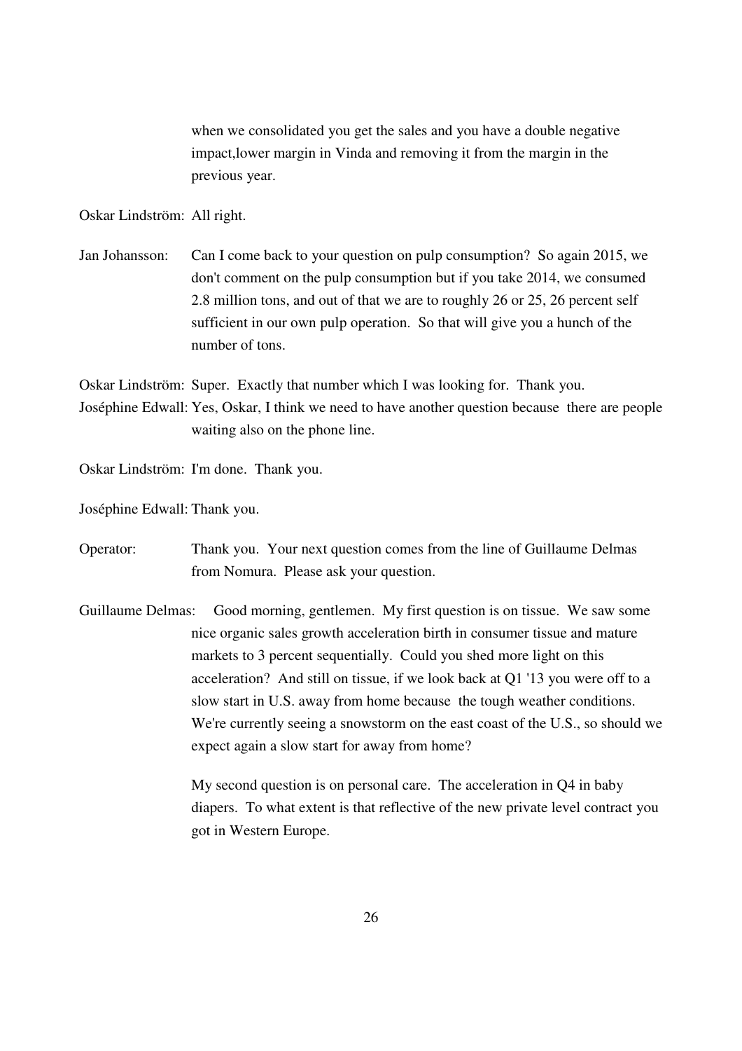when we consolidated you get the sales and you have a double negative impact,lower margin in Vinda and removing it from the margin in the previous year.

Oskar Lindström: All right.

Jan Johansson: Can I come back to your question on pulp consumption? So again 2015, we don't comment on the pulp consumption but if you take 2014, we consumed 2.8 million tons, and out of that we are to roughly 26 or 25, 26 percent self sufficient in our own pulp operation. So that will give you a hunch of the number of tons.

Oskar Lindström: Super. Exactly that number which I was looking for. Thank you.

Joséphine Edwall: Yes, Oskar, I think we need to have another question because there are people waiting also on the phone line.

Oskar Lindström: I'm done. Thank you.

Joséphine Edwall: Thank you.

Operator: Thank you. Your next question comes from the line of Guillaume Delmas from Nomura. Please ask your question.

Guillaume Delmas: Good morning, gentlemen. My first question is on tissue. We saw some nice organic sales growth acceleration birth in consumer tissue and mature markets to 3 percent sequentially. Could you shed more light on this acceleration? And still on tissue, if we look back at Q1 '13 you were off to a slow start in U.S. away from home because the tough weather conditions. We're currently seeing a snowstorm on the east coast of the U.S., so should we expect again a slow start for away from home?

My second question is on personal care. The acceleration in Q4 in baby diapers. To what extent is that reflective of the new private level contract you got in Western Europe.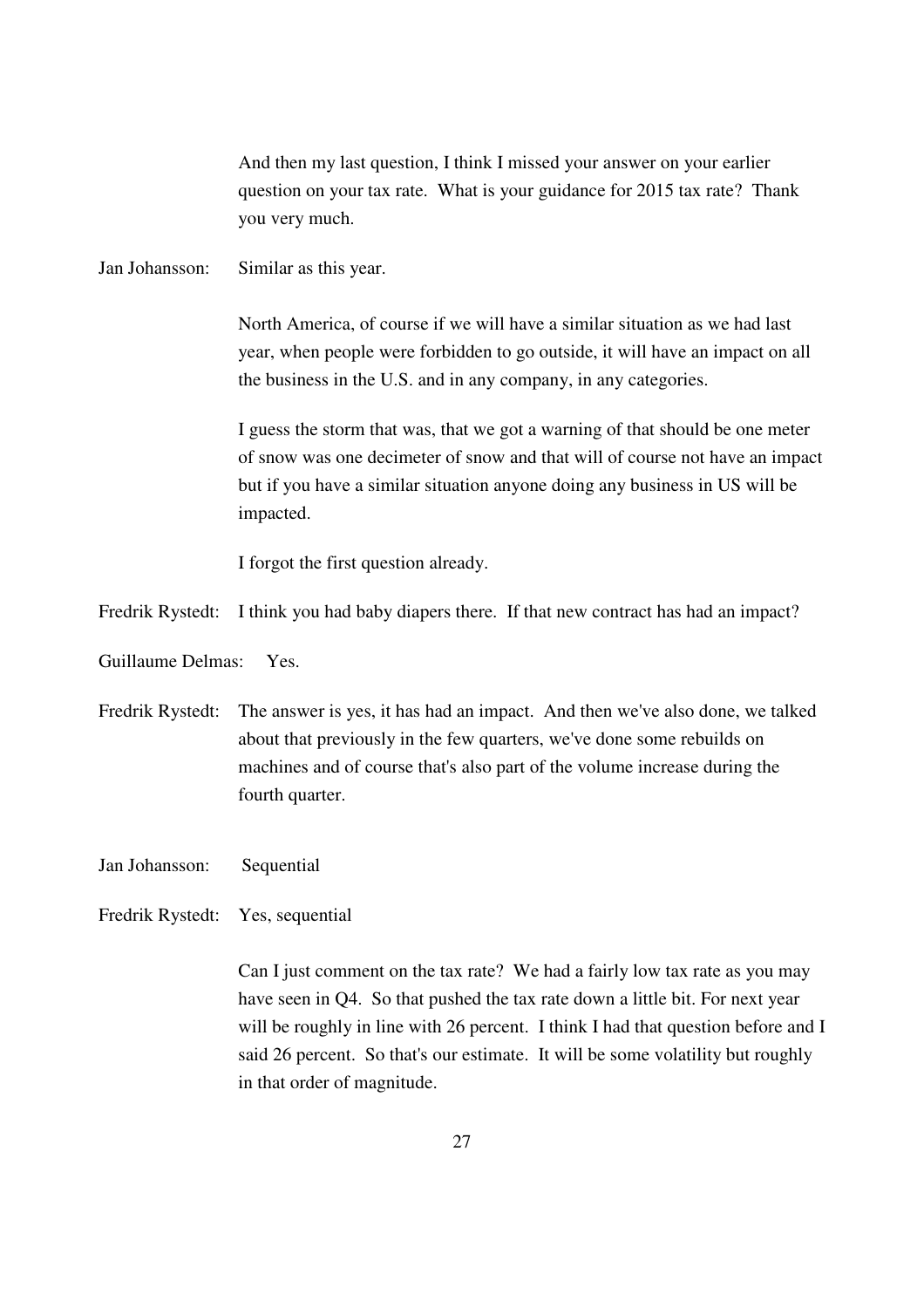And then my last question, I think I missed your answer on your earlier question on your tax rate. What is your guidance for 2015 tax rate? Thank you very much.

Jan Johansson: Similar as this year.

North America, of course if we will have a similar situation as we had last year, when people were forbidden to go outside, it will have an impact on all the business in the U.S. and in any company, in any categories.

I guess the storm that was, that we got a warning of that should be one meter of snow was one decimeter of snow and that will of course not have an impact but if you have a similar situation anyone doing any business in US will be impacted.

I forgot the first question already.

Fredrik Rystedt: I think you had baby diapers there. If that new contract has had an impact?

Guillaume Delmas: Yes.

Fredrik Rystedt: The answer is yes, it has had an impact. And then we've also done, we talked about that previously in the few quarters, we've done some rebuilds on machines and of course that's also part of the volume increase during the fourth quarter.

Jan Johansson: Sequential

Fredrik Rystedt: Yes, sequential

Can I just comment on the tax rate? We had a fairly low tax rate as you may have seen in Q4. So that pushed the tax rate down a little bit. For next year will be roughly in line with 26 percent. I think I had that question before and I said 26 percent. So that's our estimate. It will be some volatility but roughly in that order of magnitude.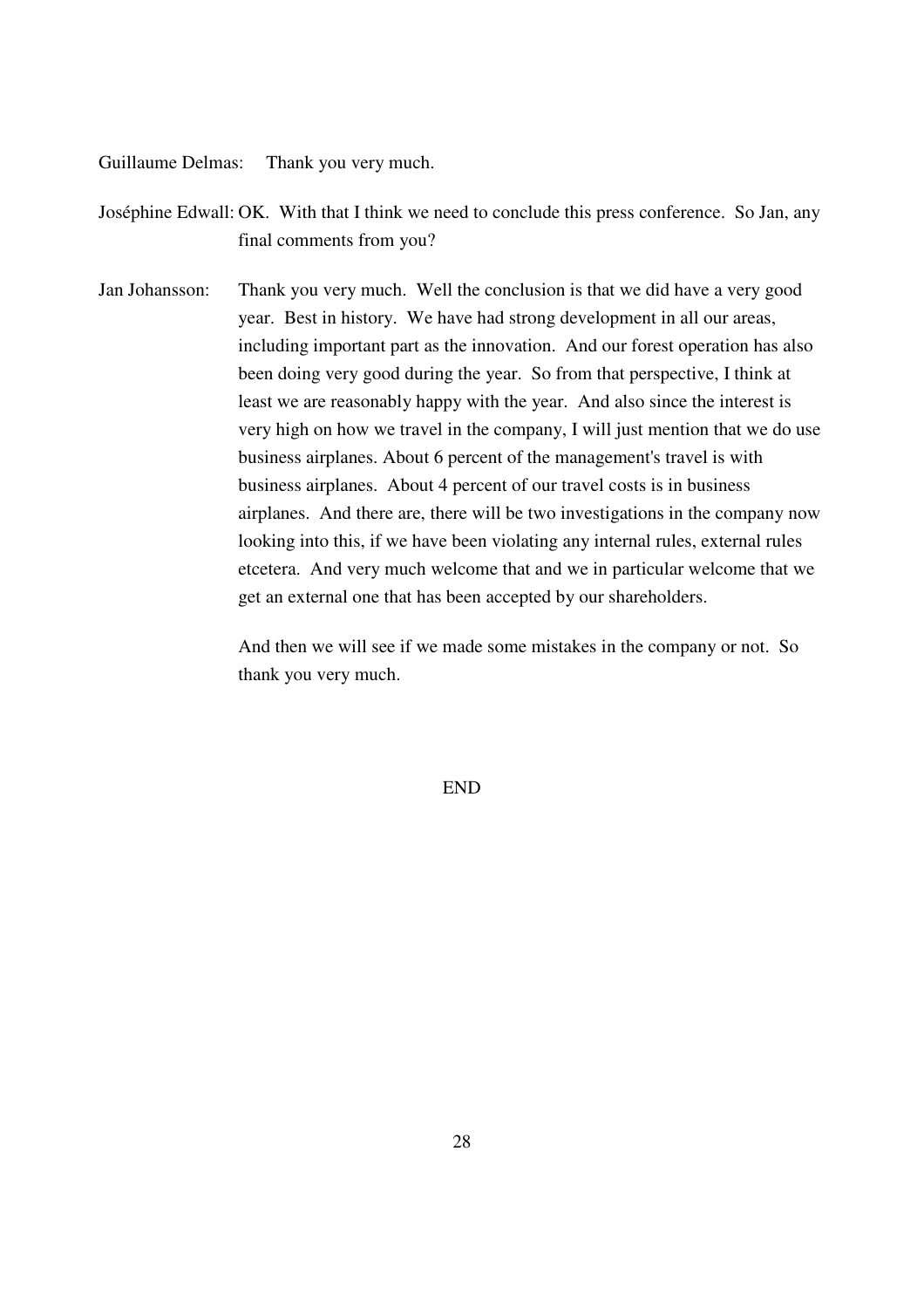Guillaume Delmas: Thank you very much.

Joséphine Edwall: OK. With that I think we need to conclude this press conference. So Jan, any final comments from you?

Jan Johansson: Thank you very much. Well the conclusion is that we did have a very good year. Best in history. We have had strong development in all our areas, including important part as the innovation. And our forest operation has also been doing very good during the year. So from that perspective, I think at least we are reasonably happy with the year. And also since the interest is very high on how we travel in the company, I will just mention that we do use business airplanes. About 6 percent of the management's travel is with business airplanes. About 4 percent of our travel costs is in business airplanes. And there are, there will be two investigations in the company now looking into this, if we have been violating any internal rules, external rules etcetera. And very much welcome that and we in particular welcome that we get an external one that has been accepted by our shareholders.

And then we will see if we made some mistakes in the company or not. So thank you very much.

END